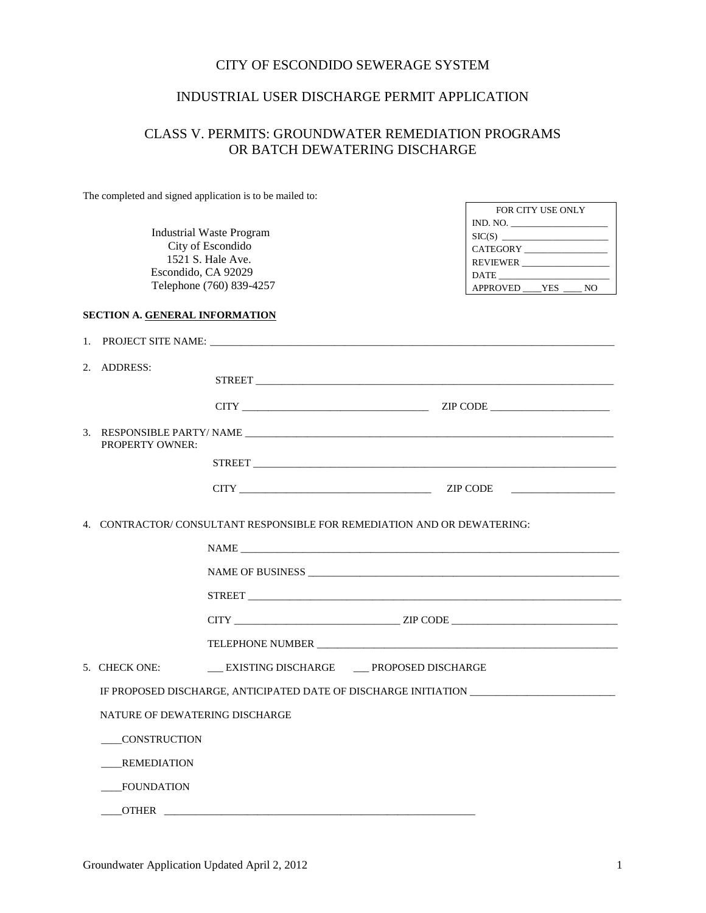# CITY OF ESCONDIDO SEWERAGE SYSTEM

## INDUSTRIAL USER DISCHARGE PERMIT APPLICATION

## CLASS V. PERMITS: GROUNDWATER REMEDIATION PROGRAMS OR BATCH DEWATERING DISCHARGE

The completed and signed application is to be mailed to:

Industrial Waste Program
City of Escondido
1521 S. Hale Ave.
Escondido, CA 92029
Telephone (760) 839-4257

| FOR CITY USE ONLY |
|---|
| IND. NO. ____________________ |
| SIC(S) ______________________ |
| CATEGORY _________________ |
| REVIEWER __________________ |
| DATE _______________________ |
| APPROVED ____YES ____ NO |

**SECTION A. GENERAL INFORMATION**

1. PROJECT SITE NAME: ______________________________________________________________________________

2. ADDRESS:

   STREET ________________________________________________________________________

   CITY ____________________________________ ZIP CODE _______________________

3. RESPONSIBLE PARTY/ NAME ________________________________________________________________________
   PROPERTY OWNER:

   STREET ________________________________________________________________________

   CITY ____________________________________ ZIP CODE ____________________

4. CONTRACTOR/ CONSULTANT RESPONSIBLE FOR REMEDIATION AND OR DEWATERING:

   NAME ___________________________________________________________________________

   NAME OF BUSINESS ______________________________________________________________

   STREET __________________________________________________________________________

   CITY ________________________________ ZIP CODE ________________________________

   TELEPHONE NUMBER _____________________________________________________________

5. CHECK ONE: ___ EXISTING DISCHARGE ___ PROPOSED DISCHARGE

   IF PROPOSED DISCHARGE, ANTICIPATED DATE OF DISCHARGE INITIATION ___________________________

   NATURE OF DEWATERING DISCHARGE

   ____CONSTRUCTION

   ____REMEDIATION

   ____FOUNDATION

   ____OTHER ____________________________________________________________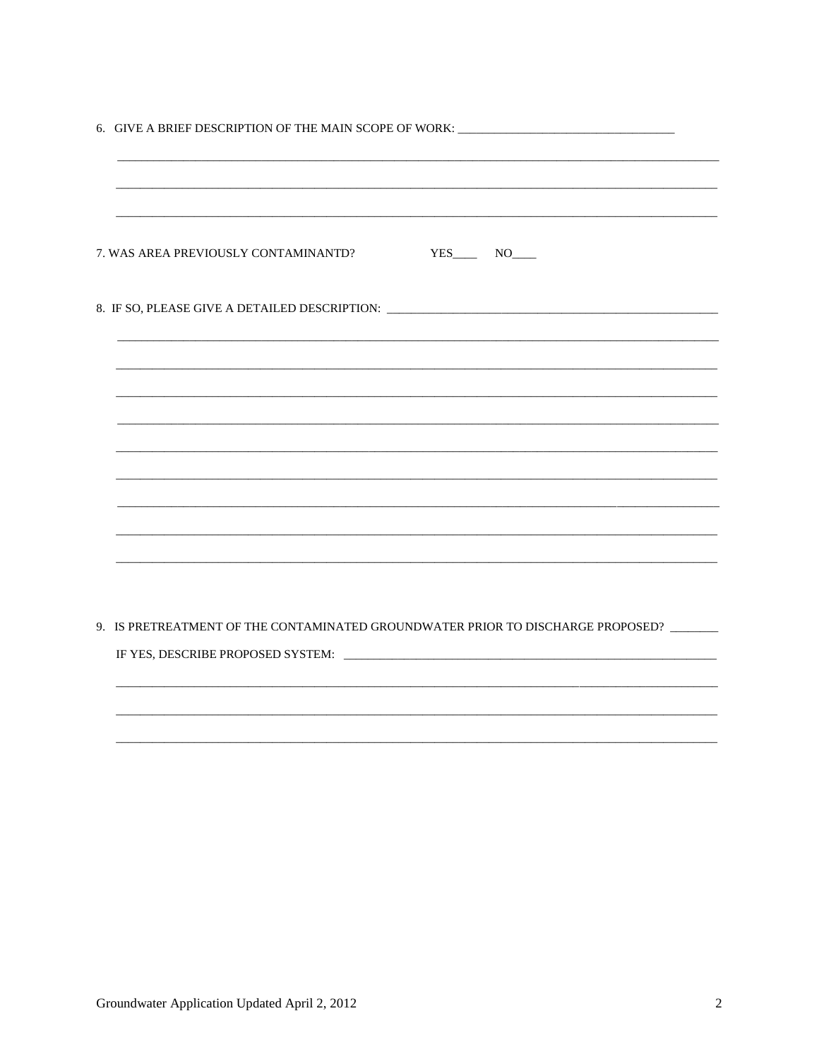6. GIVE A BRIEF DESCRIPTION OF THE MAIN SCOPE OF WORK: ____________________________________

______________________________________________________________________________________

______________________________________________________________________________________

______________________________________________________________________________________

7. WAS AREA PREVIOUSLY CONTAMINANTD? YES____ NO____

8. IF SO, PLEASE GIVE A DETAILED DESCRIPTION: ______________________________________________

______________________________________________________________________________________

______________________________________________________________________________________

______________________________________________________________________________________

______________________________________________________________________________________

______________________________________________________________________________________

______________________________________________________________________________________

______________________________________________________________________________________

______________________________________________________________________________________

______________________________________________________________________________________

9. IS PRETREATMENT OF THE CONTAMINATED GROUNDWATER PRIOR TO DISCHARGE PROPOSED? ________

IF YES, DESCRIBE PROPOSED SYSTEM: ________________________________________________

______________________________________________________________________________________

______________________________________________________________________________________

______________________________________________________________________________________

Groundwater Application Updated April 2, 2012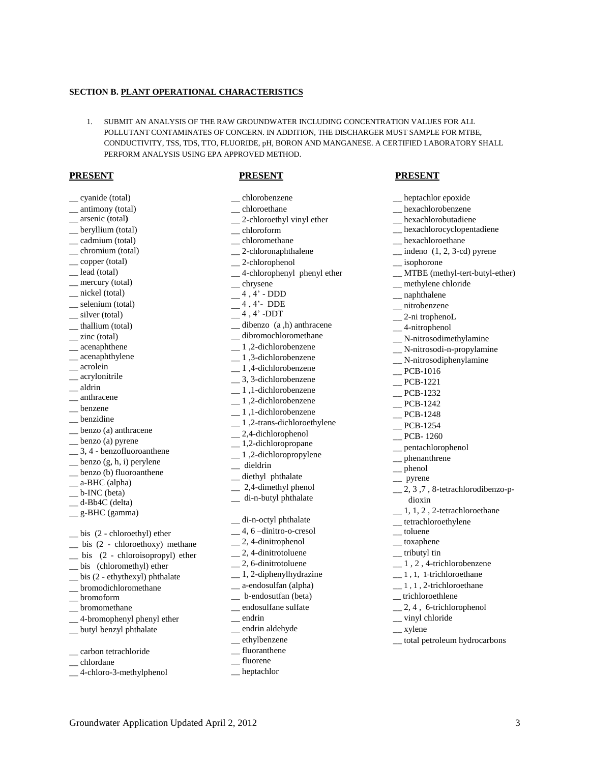**SECTION B. PLANT OPERATIONAL CHARACTERISTICS**

1. SUBMIT AN ANALYSIS OF THE RAW GROUNDWATER INCLUDING CONCENTRATION VALUES FOR ALL POLLUTANT CONTAMINATES OF CONCERN. IN ADDITION, THE DISCHARGER MUST SAMPLE FOR MTBE, CONDUCTIVITY, TSS, TDS, TTO, FLUORIDE, pH, BORON AND MANGANESE. A CERTIFIED LABORATORY SHALL PERFORM ANALYSIS USING EPA APPROVED METHOD.

**PRESENT**

__ cyanide (total)
__ antimony (total)
__ arsenic (total)
__ beryllium (total)
__ cadmium (total)
__ chromium (total)
__ copper (total)
__ lead (total)
__ mercury (total)
__ nickel (total)
__ selenium (total)
__ silver (total)
__ thallium (total)
__ zinc (total)
__ acenaphthene
__ acenaphthylene
__ acrolein
__ acrylonitrile
__ aldrin
__ anthracene
__ benzene
__ benzidine
__ benzo (a) anthracene
__ benzo (a) pyrene
__ 3, 4 - benzofluoroanthene
__ benzo (g, h, i) perylene
__ benzo (b) fluoroanthene
__ a-BHC (alpha)
__ b-INC (beta)
__ d-Bb4C (delta)
__ g-BHC (gamma)

__ bis (2 - chloroethyl) ether
__ bis (2 - chloroethoxy) methane
__ bis (2 - chloroisopropyl) ether
__ bis (chloromethyl) ether
__ bis (2 - ethythexyl) phthalate
__ bromodichloromethane
__ bromoform
__ bromomethane
__ 4-bromophenyl phenyl ether
__ butyl benzyl phthalate

__ carbon tetrachloride
__ chlordane
__ 4-chloro-3-methylphenol

**PRESENT**

__ chlorobenzene
__ chloroethane
__ 2-chloroethyl vinyl ether
__ chloroform
__ chloromethane
__ 2-chloronaphthalene
__ 2-chlorophenol
__ 4-chlorophenyl phenyl ether
__ chrysene
__ 4 , 4' - DDD
__ 4 , 4'- DDE
__ 4 , 4' -DDT
__ dibenzo (a ,h) anthracene
__ dibromochloromethane
__ 1 ,2-dichlorobenzene
__ 1 ,3-dichlorobenzene
__ 1 ,4-dichlorobenzene
__ 3, 3-dichlorobenzene
__ 1 ,1-dichlorobenzene
__ 1 ,2-dichlorobenzene
__ 1 ,1-dichlorobenzene
__ 1 ,2-trans-dichloroethylene
__ 2,4-dichlorophenol
__ 1,2-dichloropropane
__ 1 ,2-dichloropropylene
__ dieldrin
__ diethyl phthalate
__ 2,4-dimethyl phenol
__ di-n-butyl phthalate

__ di-n-octyl phthalate
__ 4, 6 –dinitro-o-cresol
__ 2, 4-dinitrophenol
__ 2, 4-dinitrotoluene
__ 2, 6-dinitrotoluene
__ 1, 2-diphenylhydrazine
__ a-endosulfan (alpha)
__ b-endosutfan (beta)
__ endosulfane sulfate
__ endrin
__ endrin aldehyde
__ ethylbenzene
__ fluoranthene
__ fluorene
__ heptachlor

**PRESENT**

__ heptachlor epoxide
__ hexachlorobenzene
__ hexachlorobutadiene
__ hexachlorocyclopentadiene
__ hexachloroethane
__ indeno (1, 2, 3-cd) pyrene
__ isophorone
__ MTBE (methyl-tert-butyl-ether)
__ methylene chloride
__ naphthalene
__ nitrobenzene
__ 2-ni trophenoL
__ 4-nitrophenol
__ N-nitrosodimethylamine
__ N-nitrosodi-n-propylamine
__ N-nitrosodiphenylamine
__ PCB-1016
__ PCB-1221
__ PCB-1232
__ PCB-1242
__ PCB-1248
__ PCB-1254
__ PCB- 1260
__ pentachlorophenol
__ phenanthrene
__ phenol
__ pyrene
__ 2, 3 ,7 , 8-tetrachlorodibenzo-p-dioxin
__ 1, 1, 2 , 2-tetrachloroethane
__ tetrachloroethylene
__ toluene
__ toxaphene
__ tributyl tin
__ 1 , 2 , 4-trichlorobenzene
__ 1 , 1, 1-trichloroethane
__ 1 , 1 , 2-trichloroethane
__ trichloroethlene
__ 2, 4 , 6-trichlorophenol
__ vinyl chloride
__ xylene
__ total petroleum hydrocarbons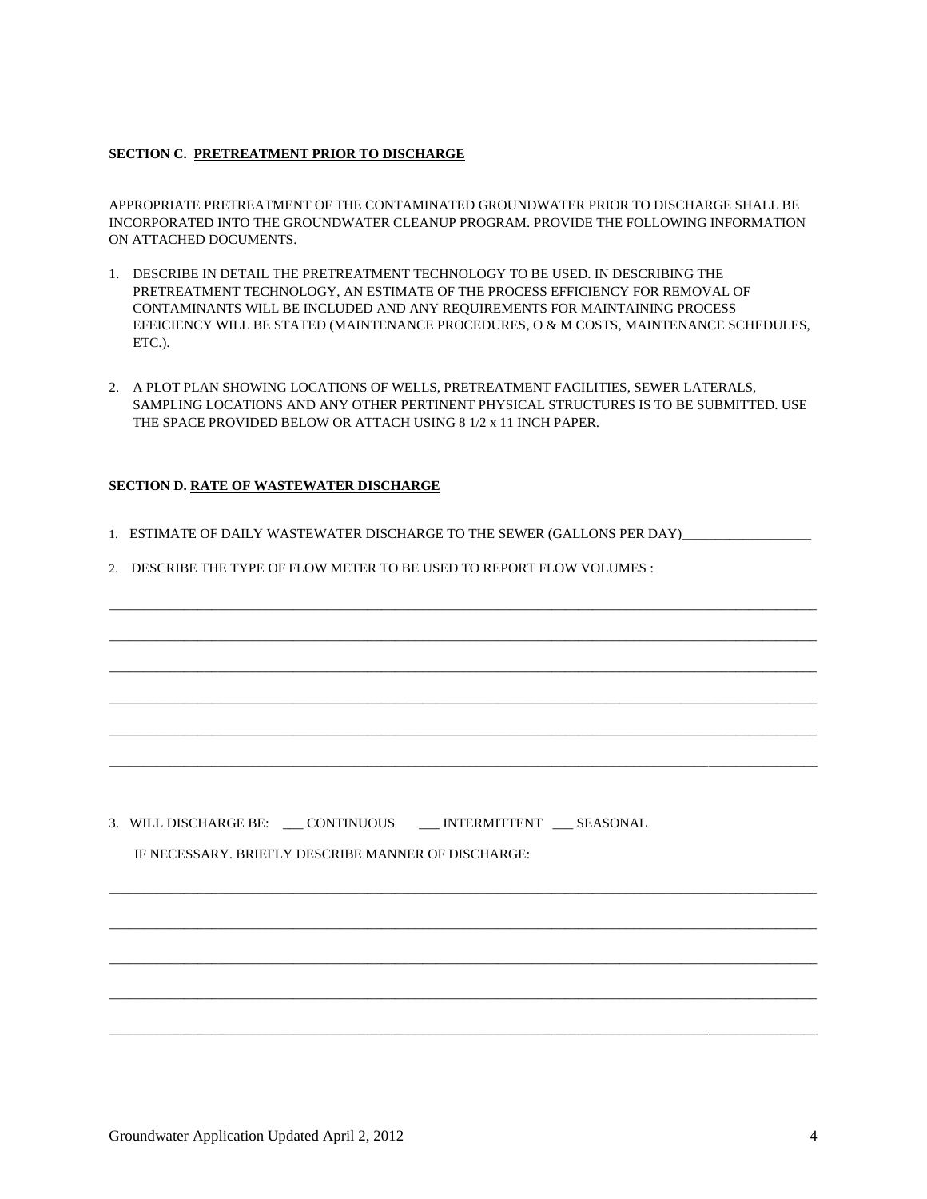**SECTION C. <u>PRETREATMENT PRIOR TO DISCHARGE</u>**

APPROPRIATE PRETREATMENT OF THE CONTAMINATED GROUNDWATER PRIOR TO DISCHARGE SHALL BE INCORPORATED INTO THE GROUNDWATER CLEANUP PROGRAM. PROVIDE THE FOLLOWING INFORMATION ON ATTACHED DOCUMENTS.

1. DESCRIBE IN DETAIL THE PRETREATMENT TECHNOLOGY TO BE USED. IN DESCRIBING THE PRETREATMENT TECHNOLOGY, AN ESTIMATE OF THE PROCESS EFFICIENCY FOR REMOVAL OF CONTAMINANTS WILL BE INCLUDED AND ANY REQUIREMENTS FOR MAINTAINING PROCESS EFEICIENCY WILL BE STATED (MAINTENANCE PROCEDURES, O & M COSTS, MAINTENANCE SCHEDULES, ETC.).

2. A PLOT PLAN SHOWING LOCATIONS OF WELLS, PRETREATMENT FACILITIES, SEWER LATERALS, SAMPLING LOCATIONS AND ANY OTHER PERTINENT PHYSICAL STRUCTURES IS TO BE SUBMITTED. USE THE SPACE PROVIDED BELOW OR ATTACH USING 8 1/2 x 11 INCH PAPER.

**SECTION D. <u>RATE OF WASTEWATER DISCHARGE</u>**

1. ESTIMATE OF DAILY WASTEWATER DISCHARGE TO THE SEWER (GALLONS PER DAY)___________________

2. DESCRIBE THE TYPE OF FLOW METER TO BE USED TO REPORT FLOW VOLUMES :

_____________________________________________________________________________________

_____________________________________________________________________________________

_____________________________________________________________________________________

_____________________________________________________________________________________

_____________________________________________________________________________________

_____________________________________________________________________________________

3. WILL DISCHARGE BE: ___ CONTINUOUS ___ INTERMITTENT ___ SEASONAL

   IF NECESSARY. BRIEFLY DESCRIBE MANNER OF DISCHARGE:

_____________________________________________________________________________________

_____________________________________________________________________________________

_____________________________________________________________________________________

_____________________________________________________________________________________

_____________________________________________________________________________________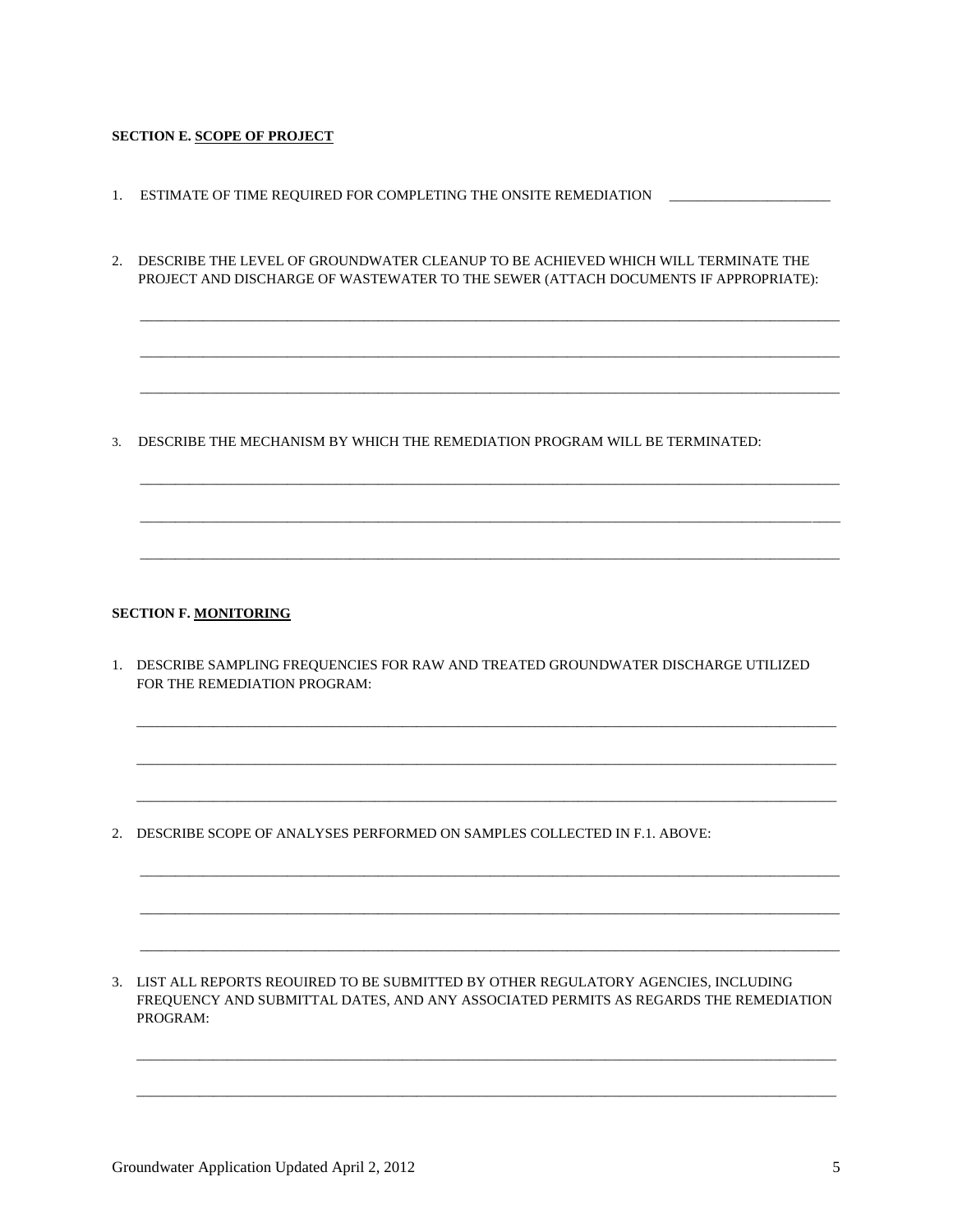**SECTION E. SCOPE OF PROJECT**

1. ESTIMATE OF TIME REQUIRED FOR COMPLETING THE ONSITE REMEDIATION \_\_\_\_\_\_\_\_\_\_\_\_\_\_\_\_\_\_\_\_\_\_\_\_

2. DESCRIBE THE LEVEL OF GROUNDWATER CLEANUP TO BE ACHIEVED WHICH WILL TERMINATE THE PROJECT AND DISCHARGE OF WASTEWATER TO THE SEWER (ATTACH DOCUMENTS IF APPROPRIATE):

\_\_\_\_\_\_\_\_\_\_\_\_\_\_\_\_\_\_\_\_\_\_\_\_\_\_\_\_\_\_\_\_\_\_\_\_\_\_\_\_\_\_\_\_\_\_\_\_\_\_\_\_\_\_\_\_\_\_\_\_\_\_\_\_\_\_\_\_\_\_\_\_\_\_\_\_\_\_\_\_\_\_\_\_

\_\_\_\_\_\_\_\_\_\_\_\_\_\_\_\_\_\_\_\_\_\_\_\_\_\_\_\_\_\_\_\_\_\_\_\_\_\_\_\_\_\_\_\_\_\_\_\_\_\_\_\_\_\_\_\_\_\_\_\_\_\_\_\_\_\_\_\_\_\_\_\_\_\_\_\_\_\_\_\_\_\_\_\_

\_\_\_\_\_\_\_\_\_\_\_\_\_\_\_\_\_\_\_\_\_\_\_\_\_\_\_\_\_\_\_\_\_\_\_\_\_\_\_\_\_\_\_\_\_\_\_\_\_\_\_\_\_\_\_\_\_\_\_\_\_\_\_\_\_\_\_\_\_\_\_\_\_\_\_\_\_\_\_\_\_\_\_\_

3. DESCRIBE THE MECHANISM BY WHICH THE REMEDIATION PROGRAM WILL BE TERMINATED:

\_\_\_\_\_\_\_\_\_\_\_\_\_\_\_\_\_\_\_\_\_\_\_\_\_\_\_\_\_\_\_\_\_\_\_\_\_\_\_\_\_\_\_\_\_\_\_\_\_\_\_\_\_\_\_\_\_\_\_\_\_\_\_\_\_\_\_\_\_\_\_\_\_\_\_\_\_\_\_\_\_\_\_\_

\_\_\_\_\_\_\_\_\_\_\_\_\_\_\_\_\_\_\_\_\_\_\_\_\_\_\_\_\_\_\_\_\_\_\_\_\_\_\_\_\_\_\_\_\_\_\_\_\_\_\_\_\_\_\_\_\_\_\_\_\_\_\_\_\_\_\_\_\_\_\_\_\_\_\_\_\_\_\_\_\_\_\_\_

\_\_\_\_\_\_\_\_\_\_\_\_\_\_\_\_\_\_\_\_\_\_\_\_\_\_\_\_\_\_\_\_\_\_\_\_\_\_\_\_\_\_\_\_\_\_\_\_\_\_\_\_\_\_\_\_\_\_\_\_\_\_\_\_\_\_\_\_\_\_\_\_\_\_\_\_\_\_\_\_\_\_\_\_

**SECTION F. MONITORING**

1. DESCRIBE SAMPLING FREQUENCIES FOR RAW AND TREATED GROUNDWATER DISCHARGE UTILIZED FOR THE REMEDIATION PROGRAM:

\_\_\_\_\_\_\_\_\_\_\_\_\_\_\_\_\_\_\_\_\_\_\_\_\_\_\_\_\_\_\_\_\_\_\_\_\_\_\_\_\_\_\_\_\_\_\_\_\_\_\_\_\_\_\_\_\_\_\_\_\_\_\_\_\_\_\_\_\_\_\_\_\_\_\_\_\_\_\_\_\_\_\_\_

\_\_\_\_\_\_\_\_\_\_\_\_\_\_\_\_\_\_\_\_\_\_\_\_\_\_\_\_\_\_\_\_\_\_\_\_\_\_\_\_\_\_\_\_\_\_\_\_\_\_\_\_\_\_\_\_\_\_\_\_\_\_\_\_\_\_\_\_\_\_\_\_\_\_\_\_\_\_\_\_\_\_\_\_

\_\_\_\_\_\_\_\_\_\_\_\_\_\_\_\_\_\_\_\_\_\_\_\_\_\_\_\_\_\_\_\_\_\_\_\_\_\_\_\_\_\_\_\_\_\_\_\_\_\_\_\_\_\_\_\_\_\_\_\_\_\_\_\_\_\_\_\_\_\_\_\_\_\_\_\_\_\_\_\_\_\_\_\_

2. DESCRIBE SCOPE OF ANALYSES PERFORMED ON SAMPLES COLLECTED IN F.1. ABOVE:

\_\_\_\_\_\_\_\_\_\_\_\_\_\_\_\_\_\_\_\_\_\_\_\_\_\_\_\_\_\_\_\_\_\_\_\_\_\_\_\_\_\_\_\_\_\_\_\_\_\_\_\_\_\_\_\_\_\_\_\_\_\_\_\_\_\_\_\_\_\_\_\_\_\_\_\_\_\_\_\_\_\_\_\_

\_\_\_\_\_\_\_\_\_\_\_\_\_\_\_\_\_\_\_\_\_\_\_\_\_\_\_\_\_\_\_\_\_\_\_\_\_\_\_\_\_\_\_\_\_\_\_\_\_\_\_\_\_\_\_\_\_\_\_\_\_\_\_\_\_\_\_\_\_\_\_\_\_\_\_\_\_\_\_\_\_\_\_\_

\_\_\_\_\_\_\_\_\_\_\_\_\_\_\_\_\_\_\_\_\_\_\_\_\_\_\_\_\_\_\_\_\_\_\_\_\_\_\_\_\_\_\_\_\_\_\_\_\_\_\_\_\_\_\_\_\_\_\_\_\_\_\_\_\_\_\_\_\_\_\_\_\_\_\_\_\_\_\_\_\_\_\_\_

3. LIST ALL REPORTS REOUIRED TO BE SUBMITTED BY OTHER REGULATORY AGENCIES, INCLUDING FREQUENCY AND SUBMITTAL DATES, AND ANY ASSOCIATED PERMITS AS REGARDS THE REMEDIATION PROGRAM:

\_\_\_\_\_\_\_\_\_\_\_\_\_\_\_\_\_\_\_\_\_\_\_\_\_\_\_\_\_\_\_\_\_\_\_\_\_\_\_\_\_\_\_\_\_\_\_\_\_\_\_\_\_\_\_\_\_\_\_\_\_\_\_\_\_\_\_\_\_\_\_\_\_\_\_\_\_\_\_\_\_\_\_\_

\_\_\_\_\_\_\_\_\_\_\_\_\_\_\_\_\_\_\_\_\_\_\_\_\_\_\_\_\_\_\_\_\_\_\_\_\_\_\_\_\_\_\_\_\_\_\_\_\_\_\_\_\_\_\_\_\_\_\_\_\_\_\_\_\_\_\_\_\_\_\_\_\_\_\_\_\_\_\_\_\_\_\_\_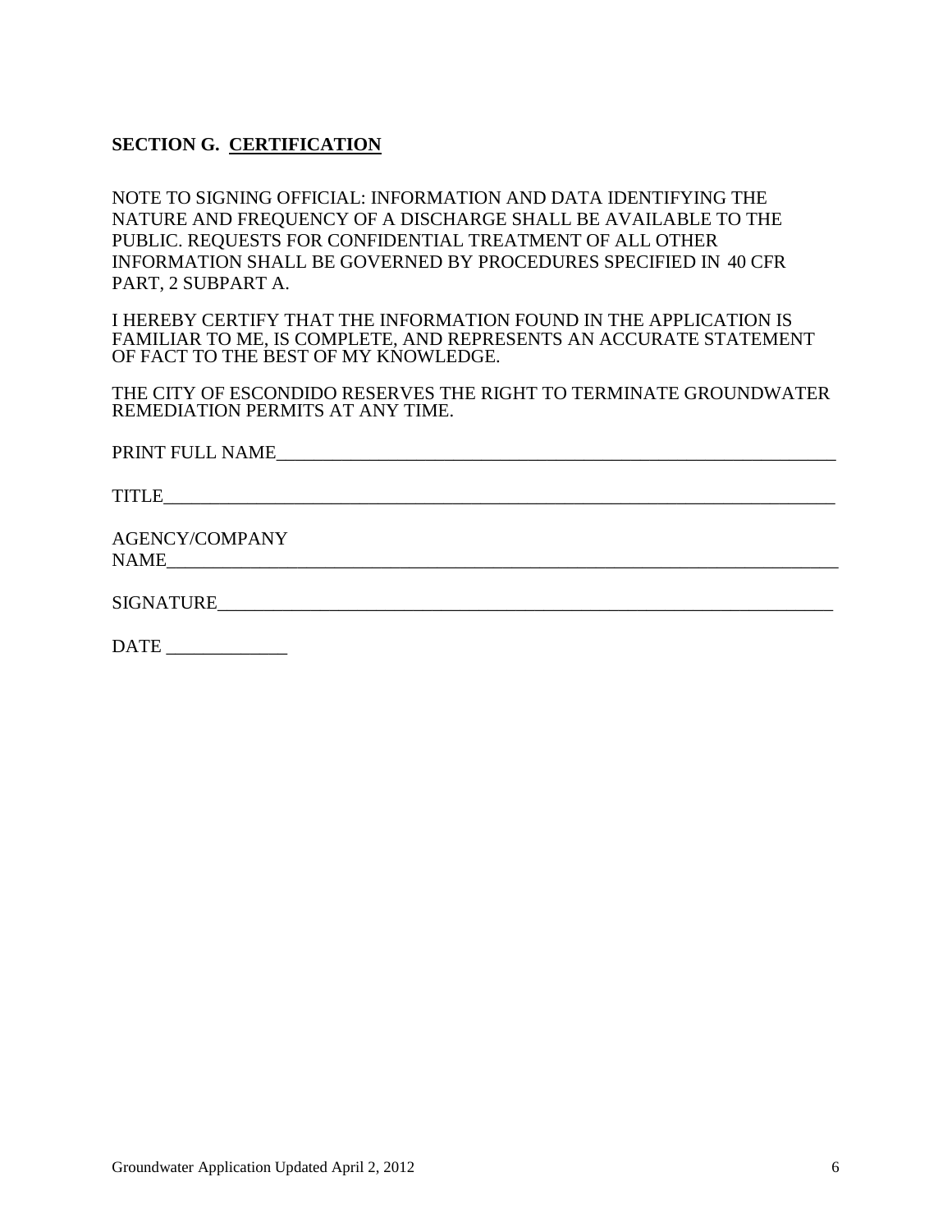## SECTION G. CERTIFICATION

NOTE TO SIGNING OFFICIAL: INFORMATION AND DATA IDENTIFYING THE NATURE AND FREQUENCY OF A DISCHARGE SHALL BE AVAILABLE TO THE PUBLIC. REQUESTS FOR CONFIDENTIAL TREATMENT OF ALL OTHER INFORMATION SHALL BE GOVERNED BY PROCEDURES SPECIFIED IN 40 CFR PART, 2 SUBPART A.

I HEREBY CERTIFY THAT THE INFORMATION FOUND IN THE APPLICATION IS FAMILIAR TO ME, IS COMPLETE, AND REPRESENTS AN ACCURATE STATEMENT OF FACT TO THE BEST OF MY KNOWLEDGE.

THE CITY OF ESCONDIDO RESERVES THE RIGHT TO TERMINATE GROUNDWATER REMEDIATION PERMITS AT ANY TIME.

PRINT FULL NAME_______________________________________________________________

TITLE_________________________________________________________________________

AGENCY/COMPANY NAME___________________________________________________________

SIGNATURE_____________________________________________________________________

DATE _____________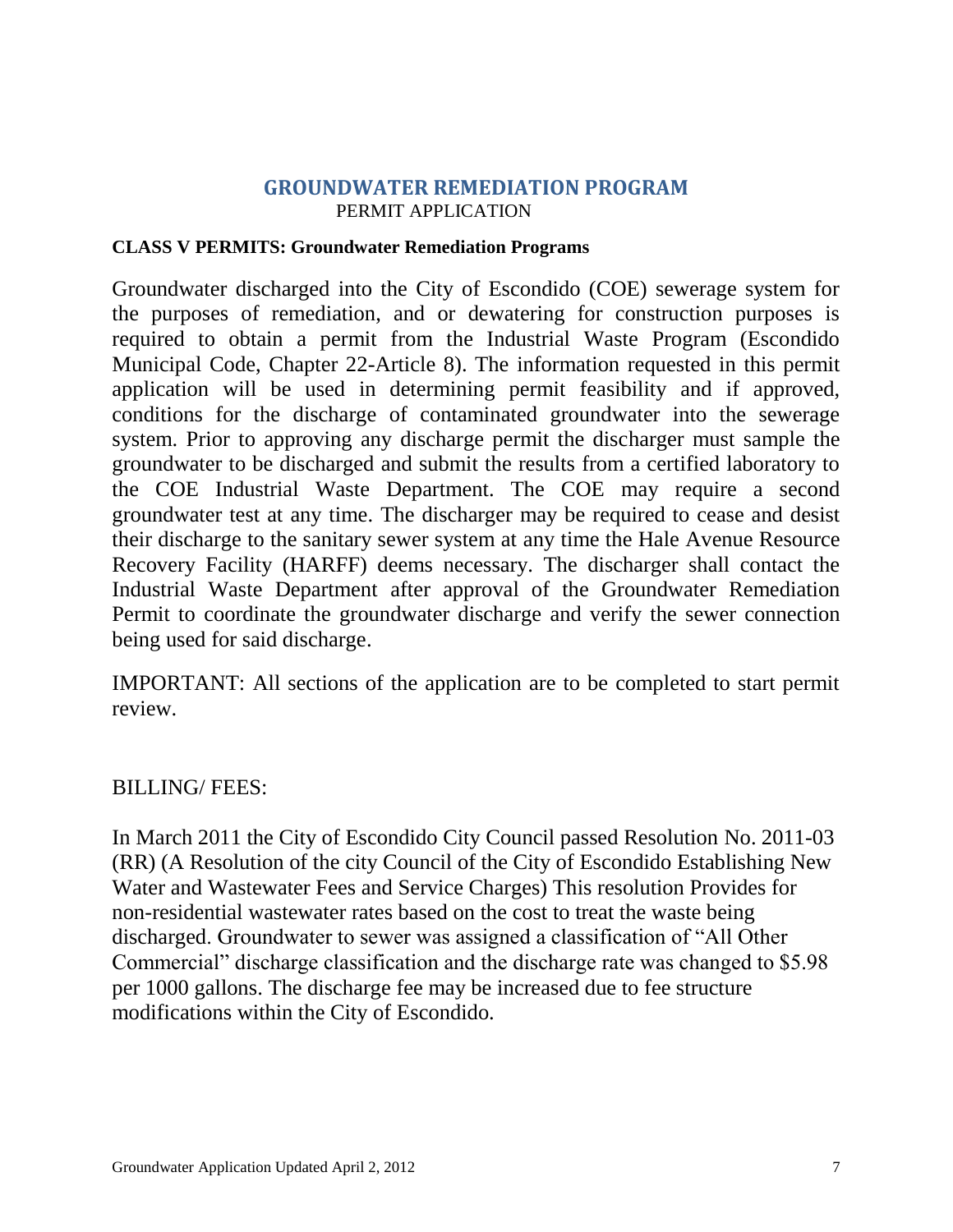# GROUNDWATER REMEDIATION PROGRAM

PERMIT APPLICATION

**CLASS V PERMITS: Groundwater Remediation Programs**

Groundwater discharged into the City of Escondido (COE) sewerage system for the purposes of remediation, and or dewatering for construction purposes is required to obtain a permit from the Industrial Waste Program (Escondido Municipal Code, Chapter 22-Article 8). The information requested in this permit application will be used in determining permit feasibility and if approved, conditions for the discharge of contaminated groundwater into the sewerage system. Prior to approving any discharge permit the discharger must sample the groundwater to be discharged and submit the results from a certified laboratory to the COE Industrial Waste Department. The COE may require a second groundwater test at any time. The discharger may be required to cease and desist their discharge to the sanitary sewer system at any time the Hale Avenue Resource Recovery Facility (HARFF) deems necessary. The discharger shall contact the Industrial Waste Department after approval of the Groundwater Remediation Permit to coordinate the groundwater discharge and verify the sewer connection being used for said discharge.

IMPORTANT: All sections of the application are to be completed to start permit review.

BILLING/ FEES:

In March 2011 the City of Escondido City Council passed Resolution No. 2011-03 (RR) (A Resolution of the city Council of the City of Escondido Establishing New Water and Wastewater Fees and Service Charges) This resolution Provides for non-residential wastewater rates based on the cost to treat the waste being discharged. Groundwater to sewer was assigned a classification of "All Other Commercial" discharge classification and the discharge rate was changed to $5.98 per 1000 gallons. The discharge fee may be increased due to fee structure modifications within the City of Escondido.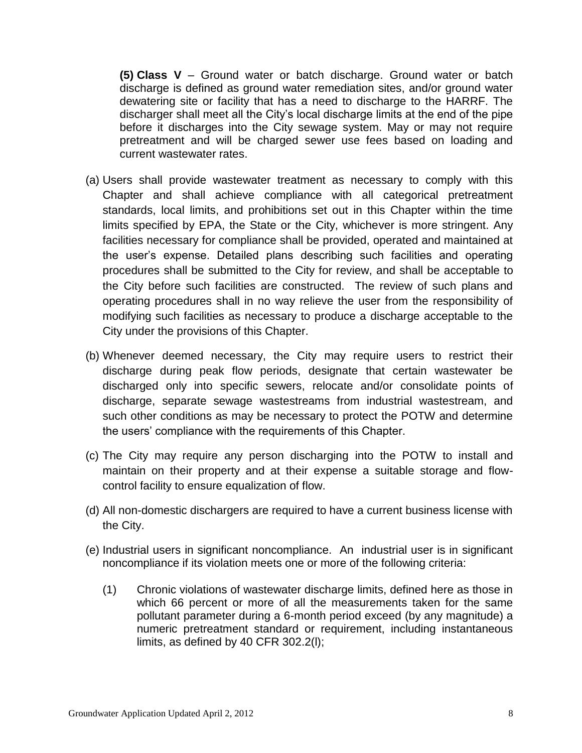**(5) Class V** – Ground water or batch discharge. Ground water or batch discharge is defined as ground water remediation sites, and/or ground water dewatering site or facility that has a need to discharge to the HARRF. The discharger shall meet all the City's local discharge limits at the end of the pipe before it discharges into the City sewage system. May or may not require pretreatment and will be charged sewer use fees based on loading and current wastewater rates.

(a) Users shall provide wastewater treatment as necessary to comply with this Chapter and shall achieve compliance with all categorical pretreatment standards, local limits, and prohibitions set out in this Chapter within the time limits specified by EPA, the State or the City, whichever is more stringent. Any facilities necessary for compliance shall be provided, operated and maintained at the user's expense. Detailed plans describing such facilities and operating procedures shall be submitted to the City for review, and shall be acceptable to the City before such facilities are constructed. The review of such plans and operating procedures shall in no way relieve the user from the responsibility of modifying such facilities as necessary to produce a discharge acceptable to the City under the provisions of this Chapter.

(b) Whenever deemed necessary, the City may require users to restrict their discharge during peak flow periods, designate that certain wastewater be discharged only into specific sewers, relocate and/or consolidate points of discharge, separate sewage wastestreams from industrial wastestream, and such other conditions as may be necessary to protect the POTW and determine the users' compliance with the requirements of this Chapter.

(c) The City may require any person discharging into the POTW to install and maintain on their property and at their expense a suitable storage and flow-control facility to ensure equalization of flow.

(d) All non-domestic dischargers are required to have a current business license with the City.

(e) Industrial users in significant noncompliance. An industrial user is in significant noncompliance if its violation meets one or more of the following criteria:

   (1) Chronic violations of wastewater discharge limits, defined here as those in which 66 percent or more of all the measurements taken for the same pollutant parameter during a 6-month period exceed (by any magnitude) a numeric pretreatment standard or requirement, including instantaneous limits, as defined by 40 CFR 302.2(l);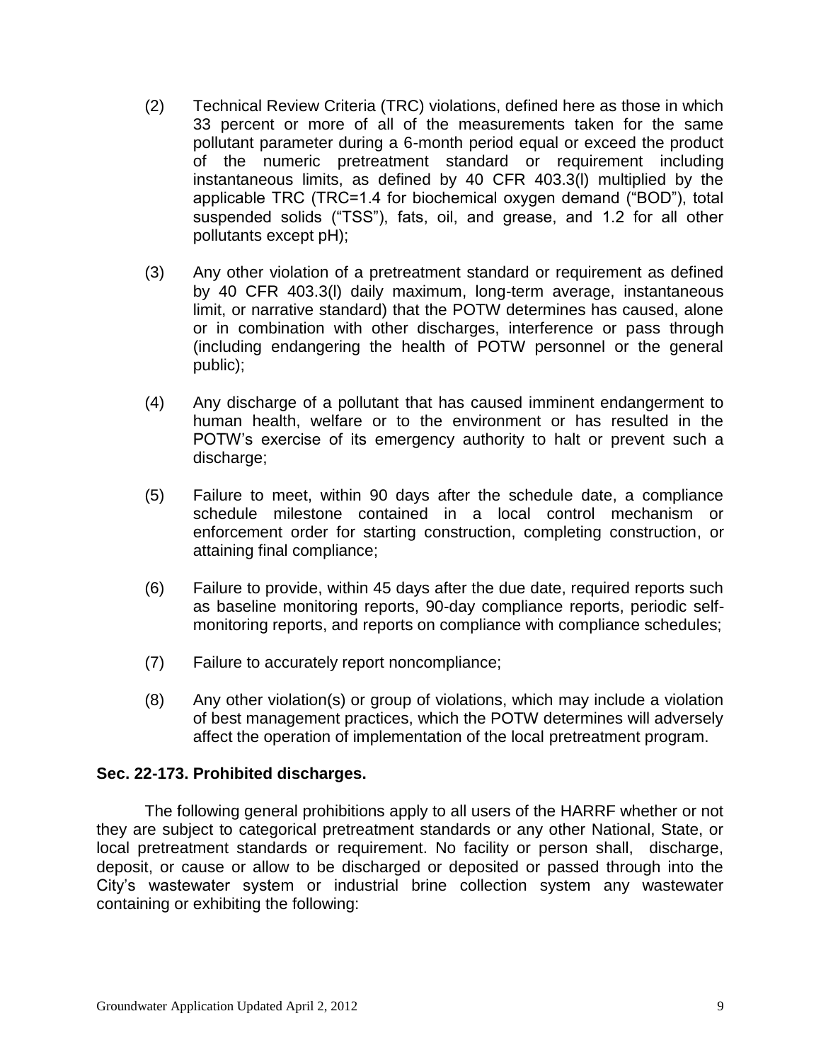(2) Technical Review Criteria (TRC) violations, defined here as those in which 33 percent or more of all of the measurements taken for the same pollutant parameter during a 6-month period equal or exceed the product of the numeric pretreatment standard or requirement including instantaneous limits, as defined by 40 CFR 403.3(l) multiplied by the applicable TRC (TRC=1.4 for biochemical oxygen demand ("BOD"), total suspended solids ("TSS"), fats, oil, and grease, and 1.2 for all other pollutants except pH);

(3) Any other violation of a pretreatment standard or requirement as defined by 40 CFR 403.3(l) daily maximum, long-term average, instantaneous limit, or narrative standard) that the POTW determines has caused, alone or in combination with other discharges, interference or pass through (including endangering the health of POTW personnel or the general public);

(4) Any discharge of a pollutant that has caused imminent endangerment to human health, welfare or to the environment or has resulted in the POTW's exercise of its emergency authority to halt or prevent such a discharge;

(5) Failure to meet, within 90 days after the schedule date, a compliance schedule milestone contained in a local control mechanism or enforcement order for starting construction, completing construction, or attaining final compliance;

(6) Failure to provide, within 45 days after the due date, required reports such as baseline monitoring reports, 90-day compliance reports, periodic self-monitoring reports, and reports on compliance with compliance schedules;

(7) Failure to accurately report noncompliance;

(8) Any other violation(s) or group of violations, which may include a violation of best management practices, which the POTW determines will adversely affect the operation of implementation of the local pretreatment program.

**Sec. 22-173. Prohibited discharges.**

The following general prohibitions apply to all users of the HARRF whether or not they are subject to categorical pretreatment standards or any other National, State, or local pretreatment standards or requirement. No facility or person shall, discharge, deposit, or cause or allow to be discharged or deposited or passed through into the City's wastewater system or industrial brine collection system any wastewater containing or exhibiting the following: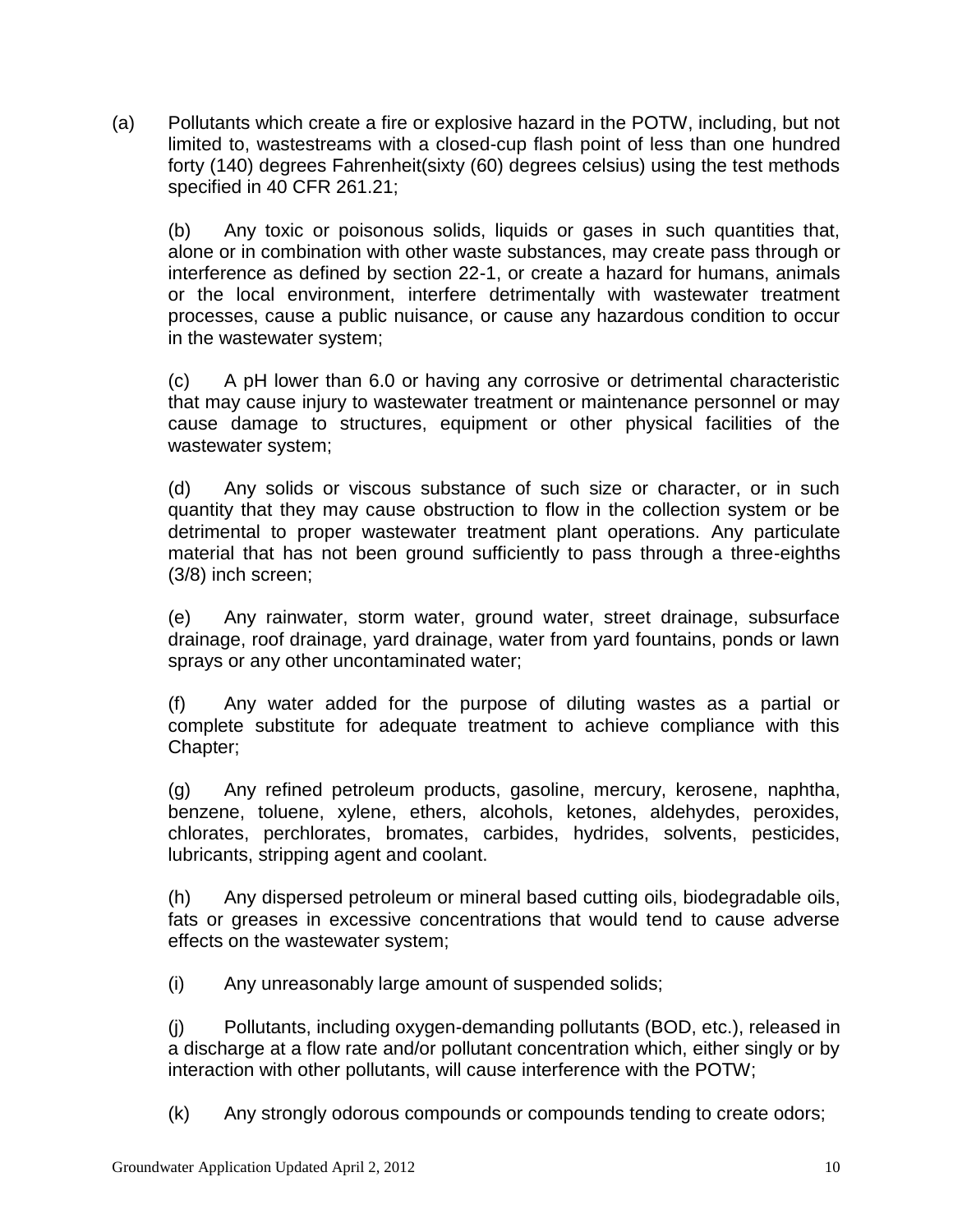(a) Pollutants which create a fire or explosive hazard in the POTW, including, but not limited to, wastestreams with a closed-cup flash point of less than one hundred forty (140) degrees Fahrenheit(sixty (60) degrees celsius) using the test methods specified in 40 CFR 261.21;

(b) Any toxic or poisonous solids, liquids or gases in such quantities that, alone or in combination with other waste substances, may create pass through or interference as defined by section 22-1, or create a hazard for humans, animals or the local environment, interfere detrimentally with wastewater treatment processes, cause a public nuisance, or cause any hazardous condition to occur in the wastewater system;

(c) A pH lower than 6.0 or having any corrosive or detrimental characteristic that may cause injury to wastewater treatment or maintenance personnel or may cause damage to structures, equipment or other physical facilities of the wastewater system;

(d) Any solids or viscous substance of such size or character, or in such quantity that they may cause obstruction to flow in the collection system or be detrimental to proper wastewater treatment plant operations. Any particulate material that has not been ground sufficiently to pass through a three-eighths (3/8) inch screen;

(e) Any rainwater, storm water, ground water, street drainage, subsurface drainage, roof drainage, yard drainage, water from yard fountains, ponds or lawn sprays or any other uncontaminated water;

(f) Any water added for the purpose of diluting wastes as a partial or complete substitute for adequate treatment to achieve compliance with this Chapter;

(g) Any refined petroleum products, gasoline, mercury, kerosene, naphtha, benzene, toluene, xylene, ethers, alcohols, ketones, aldehydes, peroxides, chlorates, perchlorates, bromates, carbides, hydrides, solvents, pesticides, lubricants, stripping agent and coolant.

(h) Any dispersed petroleum or mineral based cutting oils, biodegradable oils, fats or greases in excessive concentrations that would tend to cause adverse effects on the wastewater system;

(i) Any unreasonably large amount of suspended solids;

(j) Pollutants, including oxygen-demanding pollutants (BOD, etc.), released in a discharge at a flow rate and/or pollutant concentration which, either singly or by interaction with other pollutants, will cause interference with the POTW;

(k) Any strongly odorous compounds or compounds tending to create odors;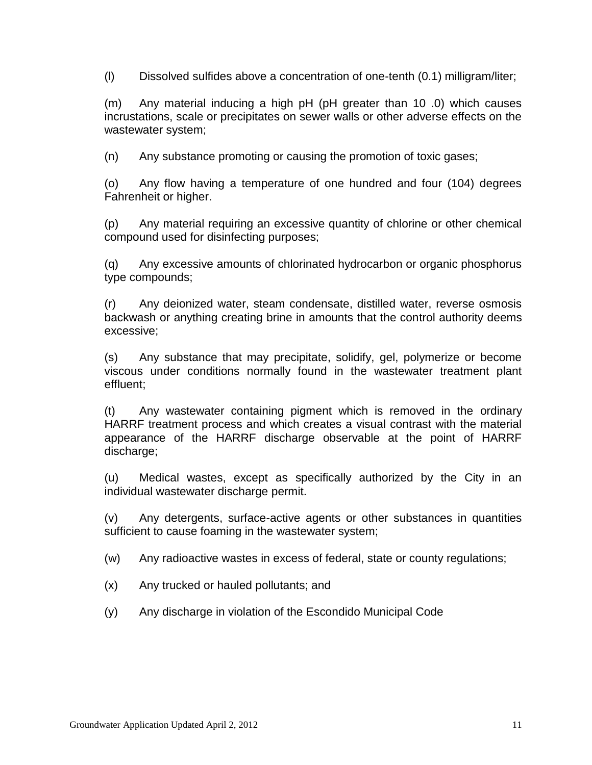(l) Dissolved sulfides above a concentration of one-tenth (0.1) milligram/liter;

(m) Any material inducing a high pH (pH greater than 10 .0) which causes incrustations, scale or precipitates on sewer walls or other adverse effects on the wastewater system;

(n) Any substance promoting or causing the promotion of toxic gases;

(o) Any flow having a temperature of one hundred and four (104) degrees Fahrenheit or higher.

(p) Any material requiring an excessive quantity of chlorine or other chemical compound used for disinfecting purposes;

(q) Any excessive amounts of chlorinated hydrocarbon or organic phosphorus type compounds;

(r) Any deionized water, steam condensate, distilled water, reverse osmosis backwash or anything creating brine in amounts that the control authority deems excessive;

(s) Any substance that may precipitate, solidify, gel, polymerize or become viscous under conditions normally found in the wastewater treatment plant effluent;

(t) Any wastewater containing pigment which is removed in the ordinary HARRF treatment process and which creates a visual contrast with the material appearance of the HARRF discharge observable at the point of HARRF discharge;

(u) Medical wastes, except as specifically authorized by the City in an individual wastewater discharge permit.

(v) Any detergents, surface-active agents or other substances in quantities sufficient to cause foaming in the wastewater system;

(w) Any radioactive wastes in excess of federal, state or county regulations;

(x) Any trucked or hauled pollutants; and

(y) Any discharge in violation of the Escondido Municipal Code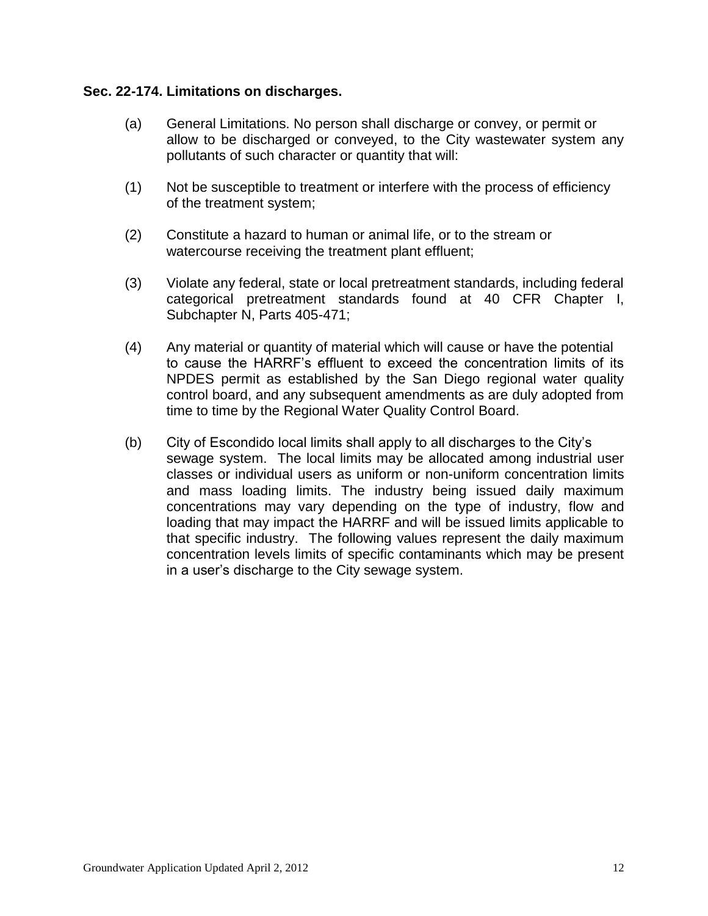**Sec. 22-174. Limitations on discharges.**

(a) General Limitations. No person shall discharge or convey, or permit or allow to be discharged or conveyed, to the City wastewater system any pollutants of such character or quantity that will:

(1) Not be susceptible to treatment or interfere with the process of efficiency of the treatment system;

(2) Constitute a hazard to human or animal life, or to the stream or watercourse receiving the treatment plant effluent;

(3) Violate any federal, state or local pretreatment standards, including federal categorical pretreatment standards found at 40 CFR Chapter I, Subchapter N, Parts 405-471;

(4) Any material or quantity of material which will cause or have the potential to cause the HARRF's effluent to exceed the concentration limits of its NPDES permit as established by the San Diego regional water quality control board, and any subsequent amendments as are duly adopted from time to time by the Regional Water Quality Control Board.

(b) City of Escondido local limits shall apply to all discharges to the City's sewage system. The local limits may be allocated among industrial user classes or individual users as uniform or non-uniform concentration limits and mass loading limits. The industry being issued daily maximum concentrations may vary depending on the type of industry, flow and loading that may impact the HARRF and will be issued limits applicable to that specific industry. The following values represent the daily maximum concentration levels limits of specific contaminants which may be present in a user's discharge to the City sewage system.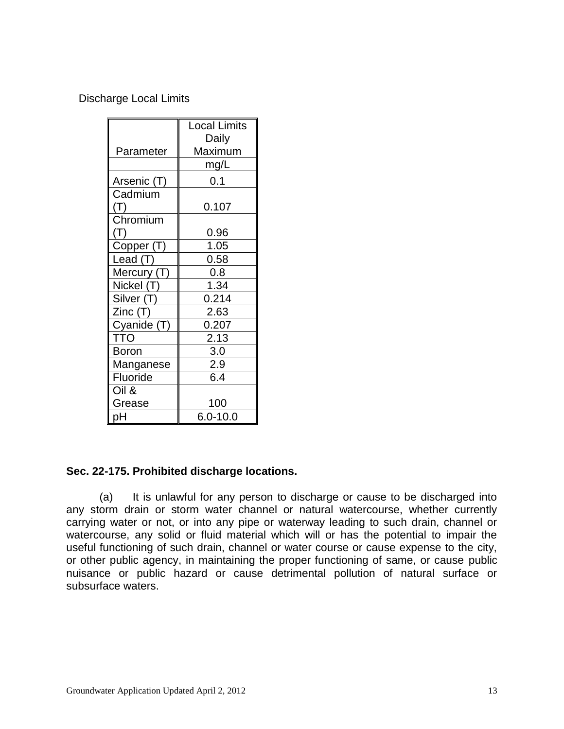Discharge Local Limits

| Parameter | Local Limits Daily Maximum |
|---|---|
| | mg/L |
| Arsenic (T) | 0.1 |
| Cadmium (T) | 0.107 |
| Chromium (T) | 0.96 |
| Copper (T) | 1.05 |
| Lead (T) | 0.58 |
| Mercury (T) | 0.8 |
| Nickel (T) | 1.34 |
| Silver (T) | 0.214 |
| Zinc (T) | 2.63 |
| Cyanide (T) | 0.207 |
| TTO | 2.13 |
| Boron | 3.0 |
| Manganese | 2.9 |
| Fluoride | 6.4 |
| Oil & Grease | 100 |
| pH | 6.0-10.0 |

**Sec. 22-175. Prohibited discharge locations.**

(a) It is unlawful for any person to discharge or cause to be discharged into any storm drain or storm water channel or natural watercourse, whether currently carrying water or not, or into any pipe or waterway leading to such drain, channel or watercourse, any solid or fluid material which will or has the potential to impair the useful functioning of such drain, channel or water course or cause expense to the city, or other public agency, in maintaining the proper functioning of same, or cause public nuisance or public hazard or cause detrimental pollution of natural surface or subsurface waters.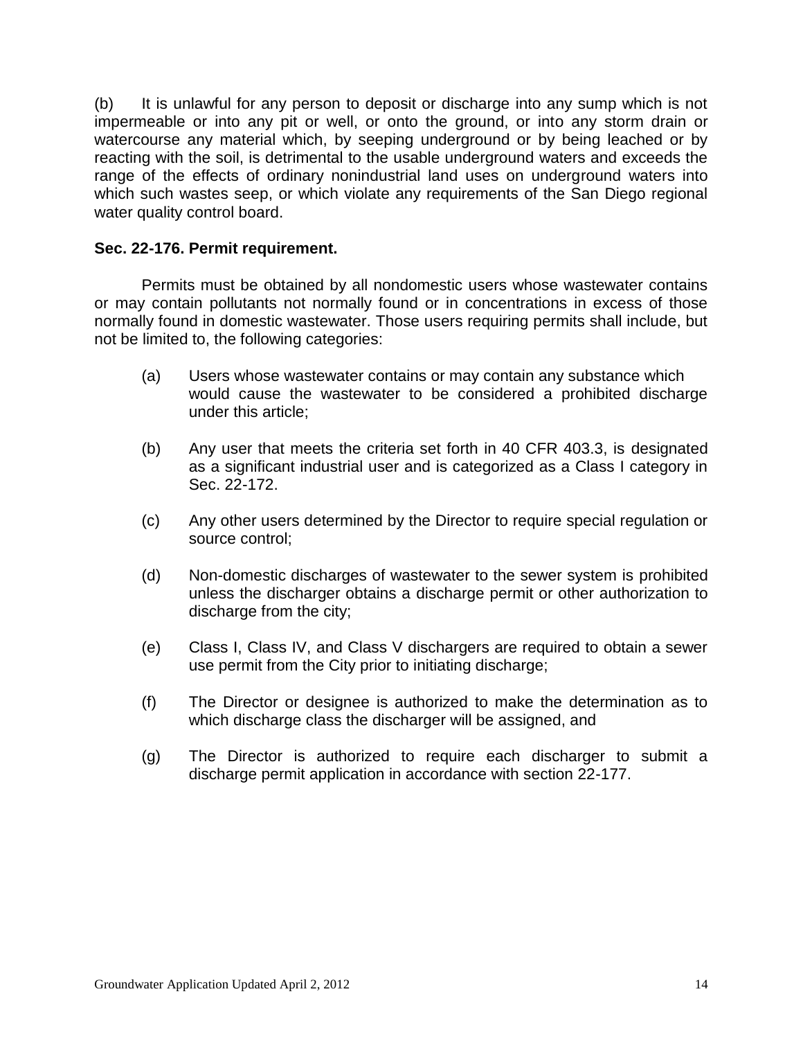(b) It is unlawful for any person to deposit or discharge into any sump which is not impermeable or into any pit or well, or onto the ground, or into any storm drain or watercourse any material which, by seeping underground or by being leached or by reacting with the soil, is detrimental to the usable underground waters and exceeds the range of the effects of ordinary nonindustrial land uses on underground waters into which such wastes seep, or which violate any requirements of the San Diego regional water quality control board.

**Sec. 22-176. Permit requirement.**

Permits must be obtained by all nondomestic users whose wastewater contains or may contain pollutants not normally found or in concentrations in excess of those normally found in domestic wastewater. Those users requiring permits shall include, but not be limited to, the following categories:

(a) Users whose wastewater contains or may contain any substance which would cause the wastewater to be considered a prohibited discharge under this article;

(b) Any user that meets the criteria set forth in 40 CFR 403.3, is designated as a significant industrial user and is categorized as a Class I category in Sec. 22-172.

(c) Any other users determined by the Director to require special regulation or source control;

(d) Non-domestic discharges of wastewater to the sewer system is prohibited unless the discharger obtains a discharge permit or other authorization to discharge from the city;

(e) Class I, Class IV, and Class V dischargers are required to obtain a sewer use permit from the City prior to initiating discharge;

(f) The Director or designee is authorized to make the determination as to which discharge class the discharger will be assigned, and

(g) The Director is authorized to require each discharger to submit a discharge permit application in accordance with section 22-177.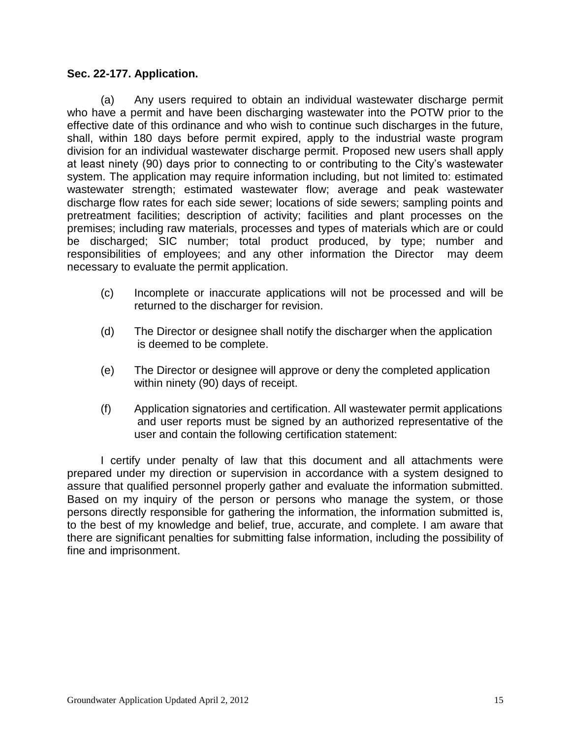**Sec. 22-177. Application.**

(a) Any users required to obtain an individual wastewater discharge permit who have a permit and have been discharging wastewater into the POTW prior to the effective date of this ordinance and who wish to continue such discharges in the future, shall, within 180 days before permit expired, apply to the industrial waste program division for an individual wastewater discharge permit. Proposed new users shall apply at least ninety (90) days prior to connecting to or contributing to the City's wastewater system. The application may require information including, but not limited to: estimated wastewater strength; estimated wastewater flow; average and peak wastewater discharge flow rates for each side sewer; locations of side sewers; sampling points and pretreatment facilities; description of activity; facilities and plant processes on the premises; including raw materials, processes and types of materials which are or could be discharged; SIC number; total product produced, by type; number and responsibilities of employees; and any other information the Director may deem necessary to evaluate the permit application.

(c) Incomplete or inaccurate applications will not be processed and will be returned to the discharger for revision.

(d) The Director or designee shall notify the discharger when the application is deemed to be complete.

(e) The Director or designee will approve or deny the completed application within ninety (90) days of receipt.

(f) Application signatories and certification. All wastewater permit applications and user reports must be signed by an authorized representative of the user and contain the following certification statement:

I certify under penalty of law that this document and all attachments were prepared under my direction or supervision in accordance with a system designed to assure that qualified personnel properly gather and evaluate the information submitted. Based on my inquiry of the person or persons who manage the system, or those persons directly responsible for gathering the information, the information submitted is, to the best of my knowledge and belief, true, accurate, and complete. I am aware that there are significant penalties for submitting false information, including the possibility of fine and imprisonment.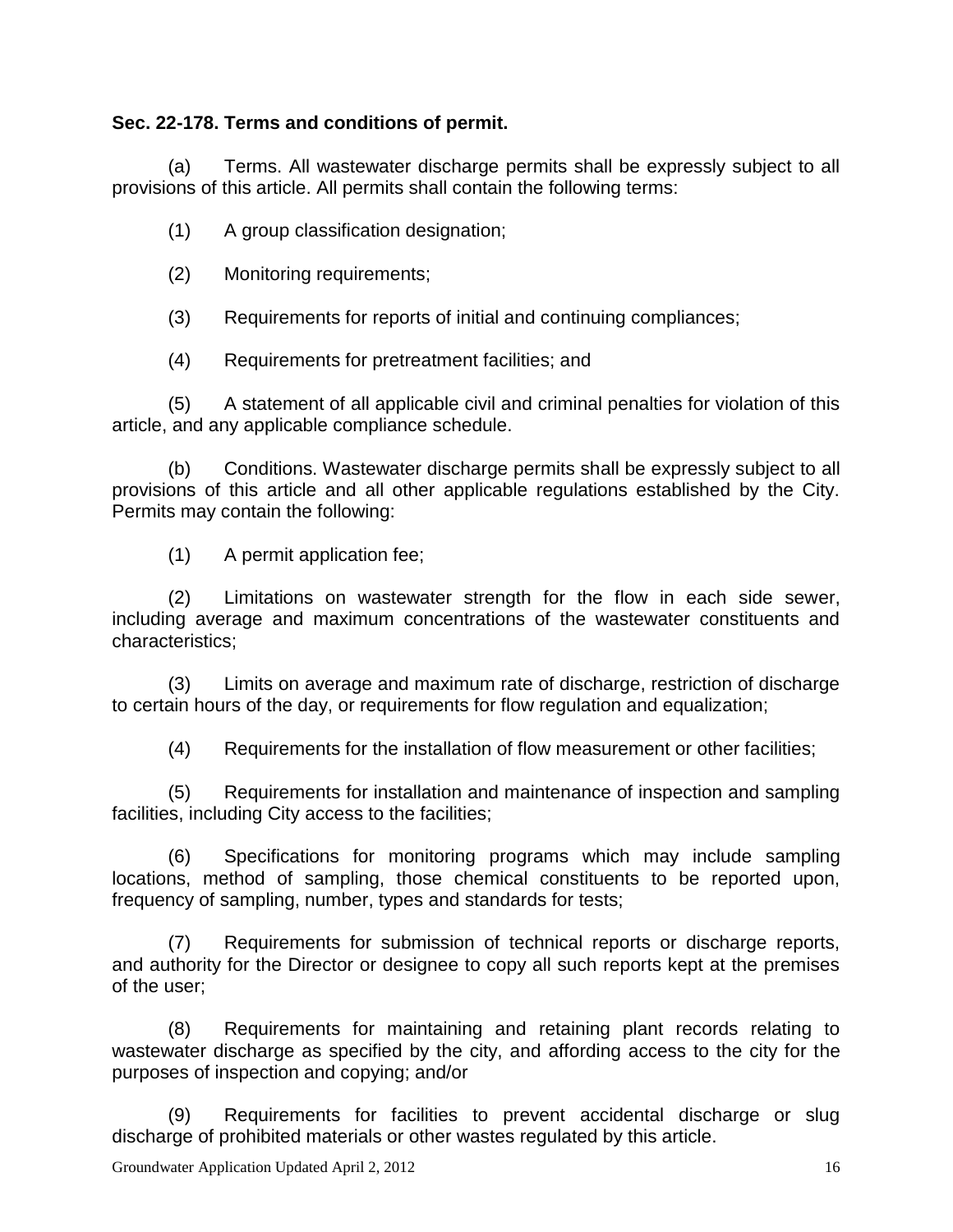**Sec. 22-178. Terms and conditions of permit.**

(a) Terms. All wastewater discharge permits shall be expressly subject to all provisions of this article. All permits shall contain the following terms:

(1) A group classification designation;

(2) Monitoring requirements;

(3) Requirements for reports of initial and continuing compliances;

(4) Requirements for pretreatment facilities; and

(5) A statement of all applicable civil and criminal penalties for violation of this article, and any applicable compliance schedule.

(b) Conditions. Wastewater discharge permits shall be expressly subject to all provisions of this article and all other applicable regulations established by the City. Permits may contain the following:

(1) A permit application fee;

(2) Limitations on wastewater strength for the flow in each side sewer, including average and maximum concentrations of the wastewater constituents and characteristics;

(3) Limits on average and maximum rate of discharge, restriction of discharge to certain hours of the day, or requirements for flow regulation and equalization;

(4) Requirements for the installation of flow measurement or other facilities;

(5) Requirements for installation and maintenance of inspection and sampling facilities, including City access to the facilities;

(6) Specifications for monitoring programs which may include sampling locations, method of sampling, those chemical constituents to be reported upon, frequency of sampling, number, types and standards for tests;

(7) Requirements for submission of technical reports or discharge reports, and authority for the Director or designee to copy all such reports kept at the premises of the user;

(8) Requirements for maintaining and retaining plant records relating to wastewater discharge as specified by the city, and affording access to the city for the purposes of inspection and copying; and/or

(9) Requirements for facilities to prevent accidental discharge or slug discharge of prohibited materials or other wastes regulated by this article.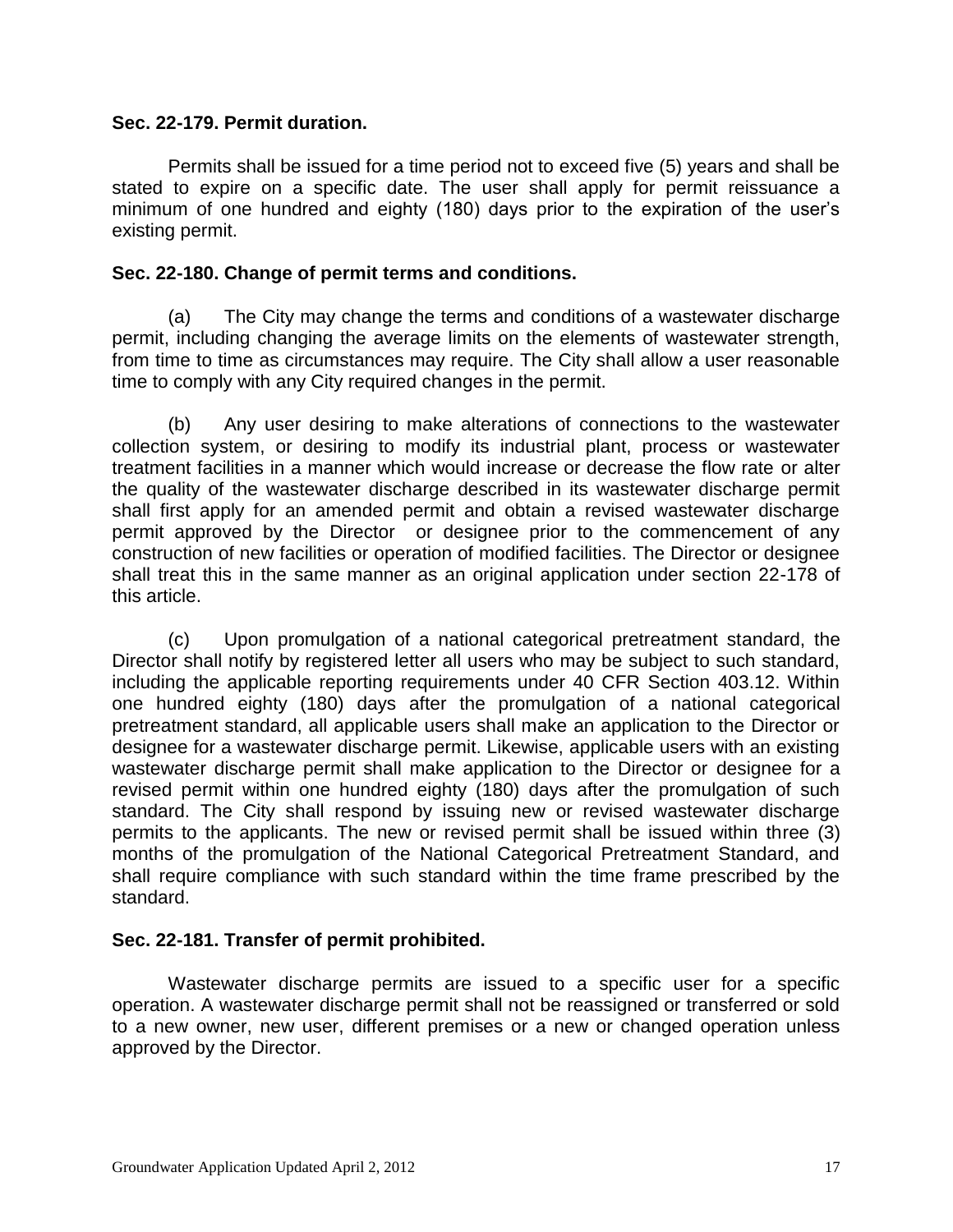**Sec. 22-179. Permit duration.**

Permits shall be issued for a time period not to exceed five (5) years and shall be stated to expire on a specific date. The user shall apply for permit reissuance a minimum of one hundred and eighty (180) days prior to the expiration of the user's existing permit.

**Sec. 22-180. Change of permit terms and conditions.**

(a) The City may change the terms and conditions of a wastewater discharge permit, including changing the average limits on the elements of wastewater strength, from time to time as circumstances may require. The City shall allow a user reasonable time to comply with any City required changes in the permit.

(b) Any user desiring to make alterations of connections to the wastewater collection system, or desiring to modify its industrial plant, process or wastewater treatment facilities in a manner which would increase or decrease the flow rate or alter the quality of the wastewater discharge described in its wastewater discharge permit shall first apply for an amended permit and obtain a revised wastewater discharge permit approved by the Director or designee prior to the commencement of any construction of new facilities or operation of modified facilities. The Director or designee shall treat this in the same manner as an original application under section 22-178 of this article.

(c) Upon promulgation of a national categorical pretreatment standard, the Director shall notify by registered letter all users who may be subject to such standard, including the applicable reporting requirements under 40 CFR Section 403.12. Within one hundred eighty (180) days after the promulgation of a national categorical pretreatment standard, all applicable users shall make an application to the Director or designee for a wastewater discharge permit. Likewise, applicable users with an existing wastewater discharge permit shall make application to the Director or designee for a revised permit within one hundred eighty (180) days after the promulgation of such standard. The City shall respond by issuing new or revised wastewater discharge permits to the applicants. The new or revised permit shall be issued within three (3) months of the promulgation of the National Categorical Pretreatment Standard, and shall require compliance with such standard within the time frame prescribed by the standard.

**Sec. 22-181. Transfer of permit prohibited.**

Wastewater discharge permits are issued to a specific user for a specific operation. A wastewater discharge permit shall not be reassigned or transferred or sold to a new owner, new user, different premises or a new or changed operation unless approved by the Director.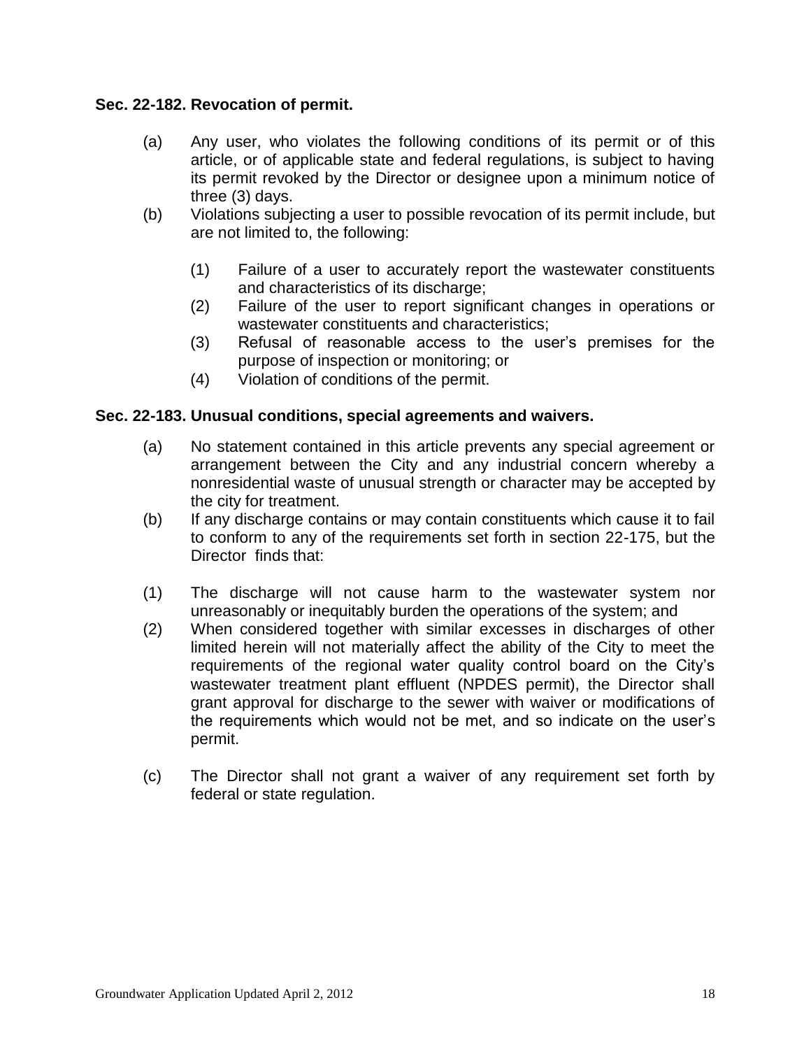**Sec. 22-182. Revocation of permit.**

(a) Any user, who violates the following conditions of its permit or of this article, or of applicable state and federal regulations, is subject to having its permit revoked by the Director or designee upon a minimum notice of three (3) days.

(b) Violations subjecting a user to possible revocation of its permit include, but are not limited to, the following:

   (1) Failure of a user to accurately report the wastewater constituents and characteristics of its discharge;
   (2) Failure of the user to report significant changes in operations or wastewater constituents and characteristics;
   (3) Refusal of reasonable access to the user's premises for the purpose of inspection or monitoring; or
   (4) Violation of conditions of the permit.

**Sec. 22-183. Unusual conditions, special agreements and waivers.**

(a) No statement contained in this article prevents any special agreement or arrangement between the City and any industrial concern whereby a nonresidential waste of unusual strength or character may be accepted by the city for treatment.

(b) If any discharge contains or may contain constituents which cause it to fail to conform to any of the requirements set forth in section 22-175, but the Director finds that:

(1) The discharge will not cause harm to the wastewater system nor unreasonably or inequitably burden the operations of the system; and

(2) When considered together with similar excesses in discharges of other limited herein will not materially affect the ability of the City to meet the requirements of the regional water quality control board on the City's wastewater treatment plant effluent (NPDES permit), the Director shall grant approval for discharge to the sewer with waiver or modifications of the requirements which would not be met, and so indicate on the user's permit.

(c) The Director shall not grant a waiver of any requirement set forth by federal or state regulation.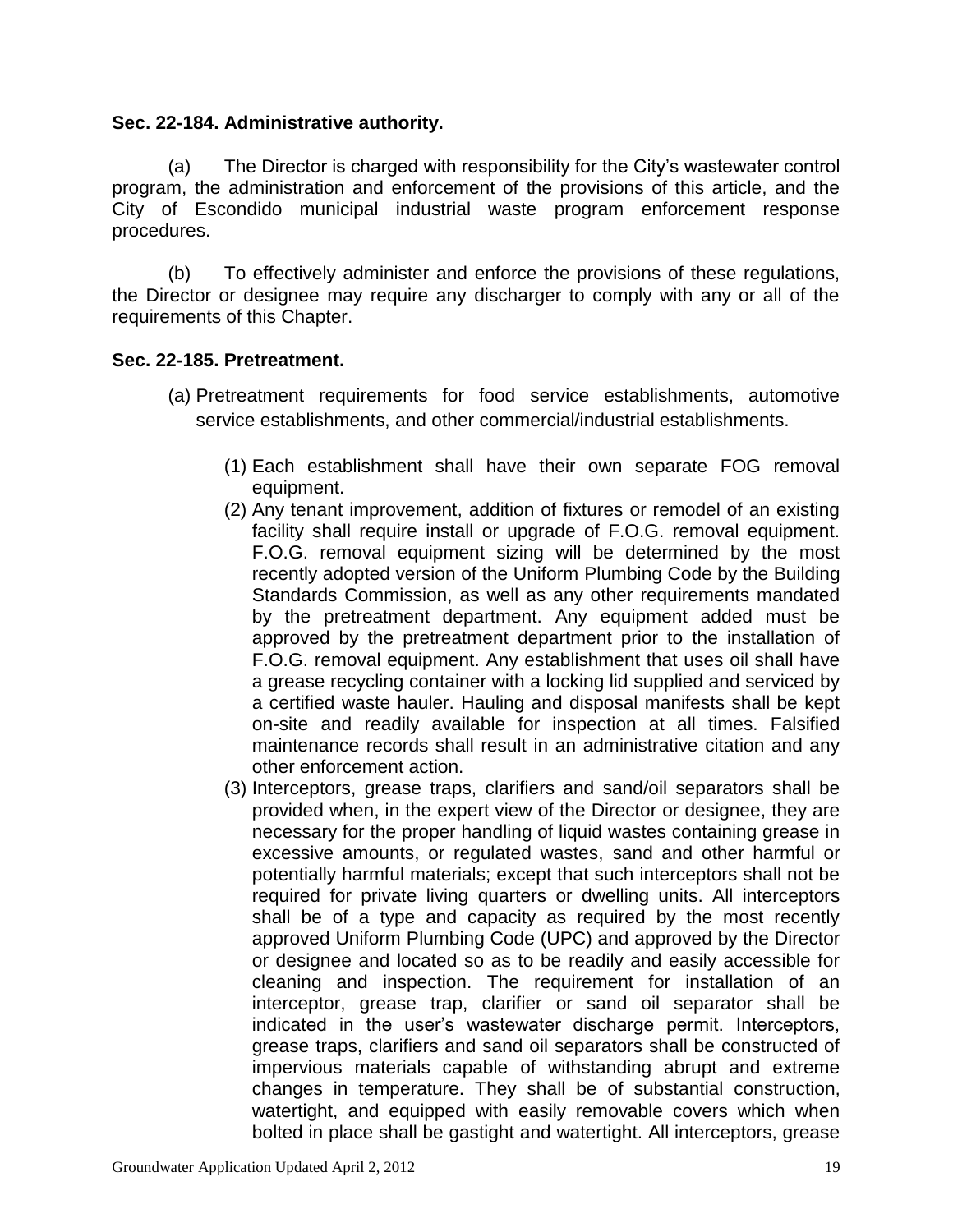**Sec. 22-184. Administrative authority.**

(a) The Director is charged with responsibility for the City's wastewater control program, the administration and enforcement of the provisions of this article, and the City of Escondido municipal industrial waste program enforcement response procedures.

(b) To effectively administer and enforce the provisions of these regulations, the Director or designee may require any discharger to comply with any or all of the requirements of this Chapter.

**Sec. 22-185. Pretreatment.**

(a) Pretreatment requirements for food service establishments, automotive service establishments, and other commercial/industrial establishments.

(1) Each establishment shall have their own separate FOG removal equipment.

(2) Any tenant improvement, addition of fixtures or remodel of an existing facility shall require install or upgrade of F.O.G. removal equipment. F.O.G. removal equipment sizing will be determined by the most recently adopted version of the Uniform Plumbing Code by the Building Standards Commission, as well as any other requirements mandated by the pretreatment department. Any equipment added must be approved by the pretreatment department prior to the installation of F.O.G. removal equipment. Any establishment that uses oil shall have a grease recycling container with a locking lid supplied and serviced by a certified waste hauler. Hauling and disposal manifests shall be kept on-site and readily available for inspection at all times. Falsified maintenance records shall result in an administrative citation and any other enforcement action.

(3) Interceptors, grease traps, clarifiers and sand/oil separators shall be provided when, in the expert view of the Director or designee, they are necessary for the proper handling of liquid wastes containing grease in excessive amounts, or regulated wastes, sand and other harmful or potentially harmful materials; except that such interceptors shall not be required for private living quarters or dwelling units. All interceptors shall be of a type and capacity as required by the most recently approved Uniform Plumbing Code (UPC) and approved by the Director or designee and located so as to be readily and easily accessible for cleaning and inspection. The requirement for installation of an interceptor, grease trap, clarifier or sand oil separator shall be indicated in the user's wastewater discharge permit. Interceptors, grease traps, clarifiers and sand oil separators shall be constructed of impervious materials capable of withstanding abrupt and extreme changes in temperature. They shall be of substantial construction, watertight, and equipped with easily removable covers which when bolted in place shall be gastight and watertight. All interceptors, grease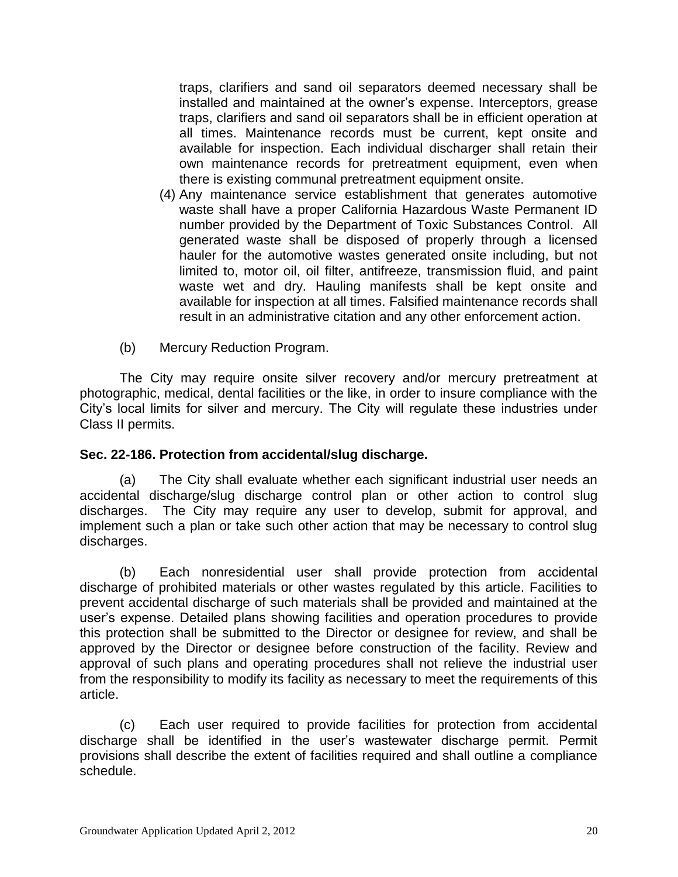traps, clarifiers and sand oil separators deemed necessary shall be installed and maintained at the owner's expense. Interceptors, grease traps, clarifiers and sand oil separators shall be in efficient operation at all times. Maintenance records must be current, kept onsite and available for inspection. Each individual discharger shall retain their own maintenance records for pretreatment equipment, even when there is existing communal pretreatment equipment onsite.

(4) Any maintenance service establishment that generates automotive waste shall have a proper California Hazardous Waste Permanent ID number provided by the Department of Toxic Substances Control. All generated waste shall be disposed of properly through a licensed hauler for the automotive wastes generated onsite including, but not limited to, motor oil, oil filter, antifreeze, transmission fluid, and paint waste wet and dry. Hauling manifests shall be kept onsite and available for inspection at all times. Falsified maintenance records shall result in an administrative citation and any other enforcement action.

(b) Mercury Reduction Program.

The City may require onsite silver recovery and/or mercury pretreatment at photographic, medical, dental facilities or the like, in order to insure compliance with the City's local limits for silver and mercury. The City will regulate these industries under Class II permits.

**Sec. 22-186. Protection from accidental/slug discharge.**

(a) The City shall evaluate whether each significant industrial user needs an accidental discharge/slug discharge control plan or other action to control slug discharges. The City may require any user to develop, submit for approval, and implement such a plan or take such other action that may be necessary to control slug discharges.

(b) Each nonresidential user shall provide protection from accidental discharge of prohibited materials or other wastes regulated by this article. Facilities to prevent accidental discharge of such materials shall be provided and maintained at the user's expense. Detailed plans showing facilities and operation procedures to provide this protection shall be submitted to the Director or designee for review, and shall be approved by the Director or designee before construction of the facility. Review and approval of such plans and operating procedures shall not relieve the industrial user from the responsibility to modify its facility as necessary to meet the requirements of this article.

(c) Each user required to provide facilities for protection from accidental discharge shall be identified in the user's wastewater discharge permit. Permit provisions shall describe the extent of facilities required and shall outline a compliance schedule.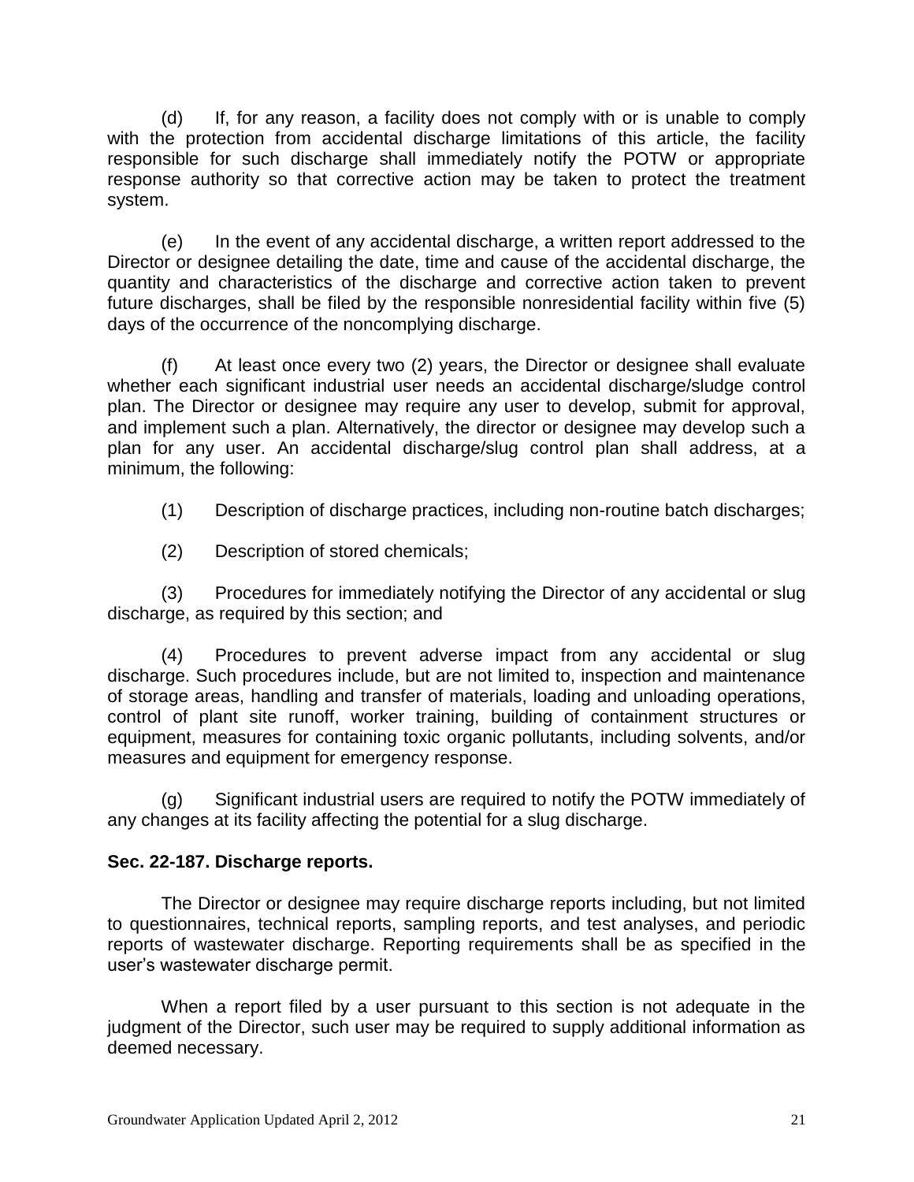(d) If, for any reason, a facility does not comply with or is unable to comply with the protection from accidental discharge limitations of this article, the facility responsible for such discharge shall immediately notify the POTW or appropriate response authority so that corrective action may be taken to protect the treatment system.

(e) In the event of any accidental discharge, a written report addressed to the Director or designee detailing the date, time and cause of the accidental discharge, the quantity and characteristics of the discharge and corrective action taken to prevent future discharges, shall be filed by the responsible nonresidential facility within five (5) days of the occurrence of the noncomplying discharge.

(f) At least once every two (2) years, the Director or designee shall evaluate whether each significant industrial user needs an accidental discharge/sludge control plan. The Director or designee may require any user to develop, submit for approval, and implement such a plan. Alternatively, the director or designee may develop such a plan for any user. An accidental discharge/slug control plan shall address, at a minimum, the following:

(1) Description of discharge practices, including non-routine batch discharges;

(2) Description of stored chemicals;

(3) Procedures for immediately notifying the Director of any accidental or slug discharge, as required by this section; and

(4) Procedures to prevent adverse impact from any accidental or slug discharge. Such procedures include, but are not limited to, inspection and maintenance of storage areas, handling and transfer of materials, loading and unloading operations, control of plant site runoff, worker training, building of containment structures or equipment, measures for containing toxic organic pollutants, including solvents, and/or measures and equipment for emergency response.

(g) Significant industrial users are required to notify the POTW immediately of any changes at its facility affecting the potential for a slug discharge.

**Sec. 22-187. Discharge reports.**

The Director or designee may require discharge reports including, but not limited to questionnaires, technical reports, sampling reports, and test analyses, and periodic reports of wastewater discharge. Reporting requirements shall be as specified in the user's wastewater discharge permit.

When a report filed by a user pursuant to this section is not adequate in the judgment of the Director, such user may be required to supply additional information as deemed necessary.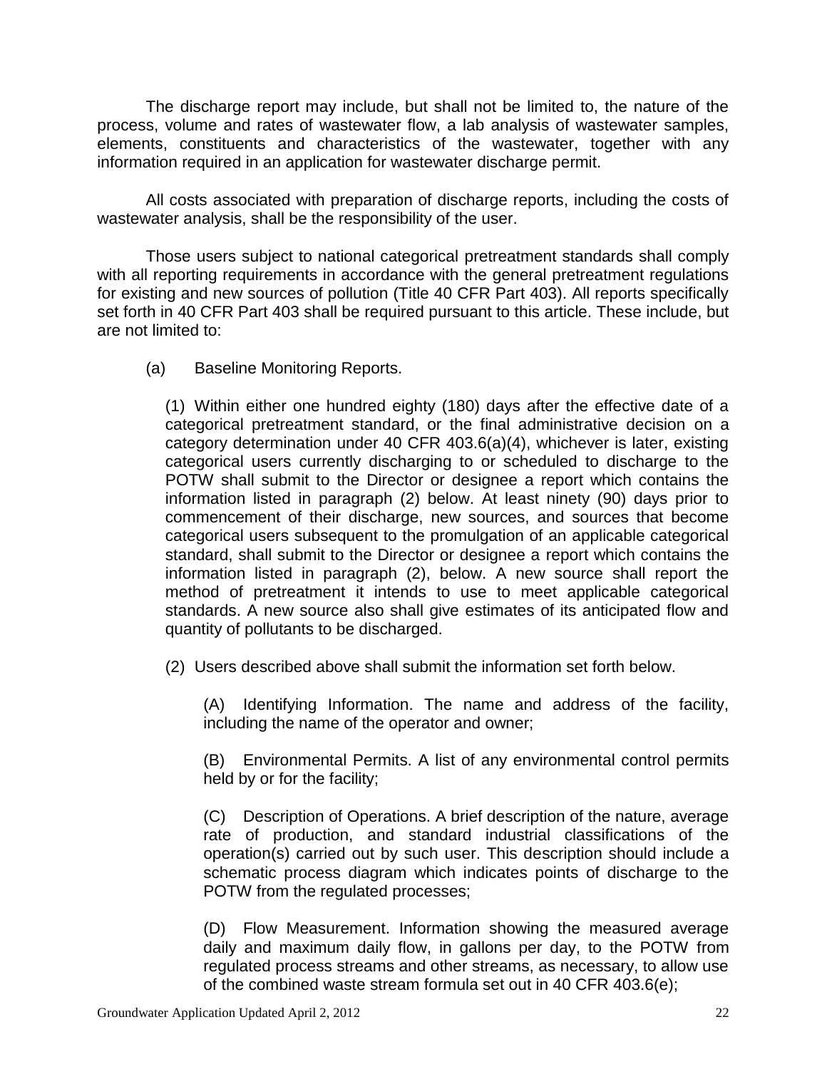The discharge report may include, but shall not be limited to, the nature of the process, volume and rates of wastewater flow, a lab analysis of wastewater samples, elements, constituents and characteristics of the wastewater, together with any information required in an application for wastewater discharge permit.

All costs associated with preparation of discharge reports, including the costs of wastewater analysis, shall be the responsibility of the user.

Those users subject to national categorical pretreatment standards shall comply with all reporting requirements in accordance with the general pretreatment regulations for existing and new sources of pollution (Title 40 CFR Part 403). All reports specifically set forth in 40 CFR Part 403 shall be required pursuant to this article. These include, but are not limited to:

(a) Baseline Monitoring Reports.

(1) Within either one hundred eighty (180) days after the effective date of a categorical pretreatment standard, or the final administrative decision on a category determination under 40 CFR 403.6(a)(4), whichever is later, existing categorical users currently discharging to or scheduled to discharge to the POTW shall submit to the Director or designee a report which contains the information listed in paragraph (2) below. At least ninety (90) days prior to commencement of their discharge, new sources, and sources that become categorical users subsequent to the promulgation of an applicable categorical standard, shall submit to the Director or designee a report which contains the information listed in paragraph (2), below. A new source shall report the method of pretreatment it intends to use to meet applicable categorical standards. A new source also shall give estimates of its anticipated flow and quantity of pollutants to be discharged.

(2) Users described above shall submit the information set forth below.

(A) Identifying Information. The name and address of the facility, including the name of the operator and owner;

(B) Environmental Permits. A list of any environmental control permits held by or for the facility;

(C) Description of Operations. A brief description of the nature, average rate of production, and standard industrial classifications of the operation(s) carried out by such user. This description should include a schematic process diagram which indicates points of discharge to the POTW from the regulated processes;

(D) Flow Measurement. Information showing the measured average daily and maximum daily flow, in gallons per day, to the POTW from regulated process streams and other streams, as necessary, to allow use of the combined waste stream formula set out in 40 CFR 403.6(e);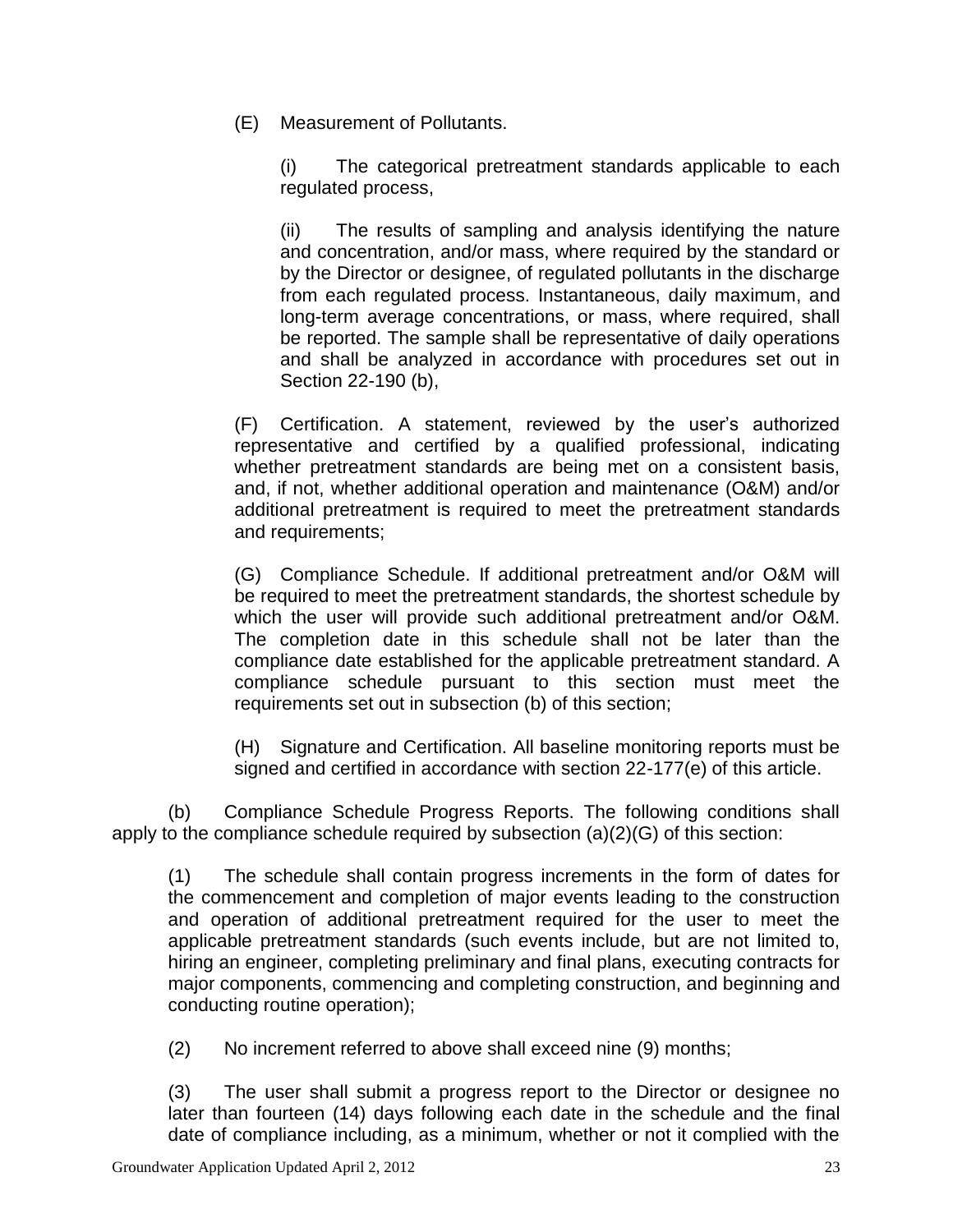(E) Measurement of Pollutants.

(i) The categorical pretreatment standards applicable to each regulated process,

(ii) The results of sampling and analysis identifying the nature and concentration, and/or mass, where required by the standard or by the Director or designee, of regulated pollutants in the discharge from each regulated process. Instantaneous, daily maximum, and long-term average concentrations, or mass, where required, shall be reported. The sample shall be representative of daily operations and shall be analyzed in accordance with procedures set out in Section 22-190 (b),

(F) Certification. A statement, reviewed by the user's authorized representative and certified by a qualified professional, indicating whether pretreatment standards are being met on a consistent basis, and, if not, whether additional operation and maintenance (O&M) and/or additional pretreatment is required to meet the pretreatment standards and requirements;

(G) Compliance Schedule. If additional pretreatment and/or O&M will be required to meet the pretreatment standards, the shortest schedule by which the user will provide such additional pretreatment and/or O&M. The completion date in this schedule shall not be later than the compliance date established for the applicable pretreatment standard. A compliance schedule pursuant to this section must meet the requirements set out in subsection (b) of this section;

(H) Signature and Certification. All baseline monitoring reports must be signed and certified in accordance with section 22-177(e) of this article.

(b) Compliance Schedule Progress Reports. The following conditions shall apply to the compliance schedule required by subsection (a)(2)(G) of this section:

(1) The schedule shall contain progress increments in the form of dates for the commencement and completion of major events leading to the construction and operation of additional pretreatment required for the user to meet the applicable pretreatment standards (such events include, but are not limited to, hiring an engineer, completing preliminary and final plans, executing contracts for major components, commencing and completing construction, and beginning and conducting routine operation);

(2) No increment referred to above shall exceed nine (9) months;

(3) The user shall submit a progress report to the Director or designee no later than fourteen (14) days following each date in the schedule and the final date of compliance including, as a minimum, whether or not it complied with the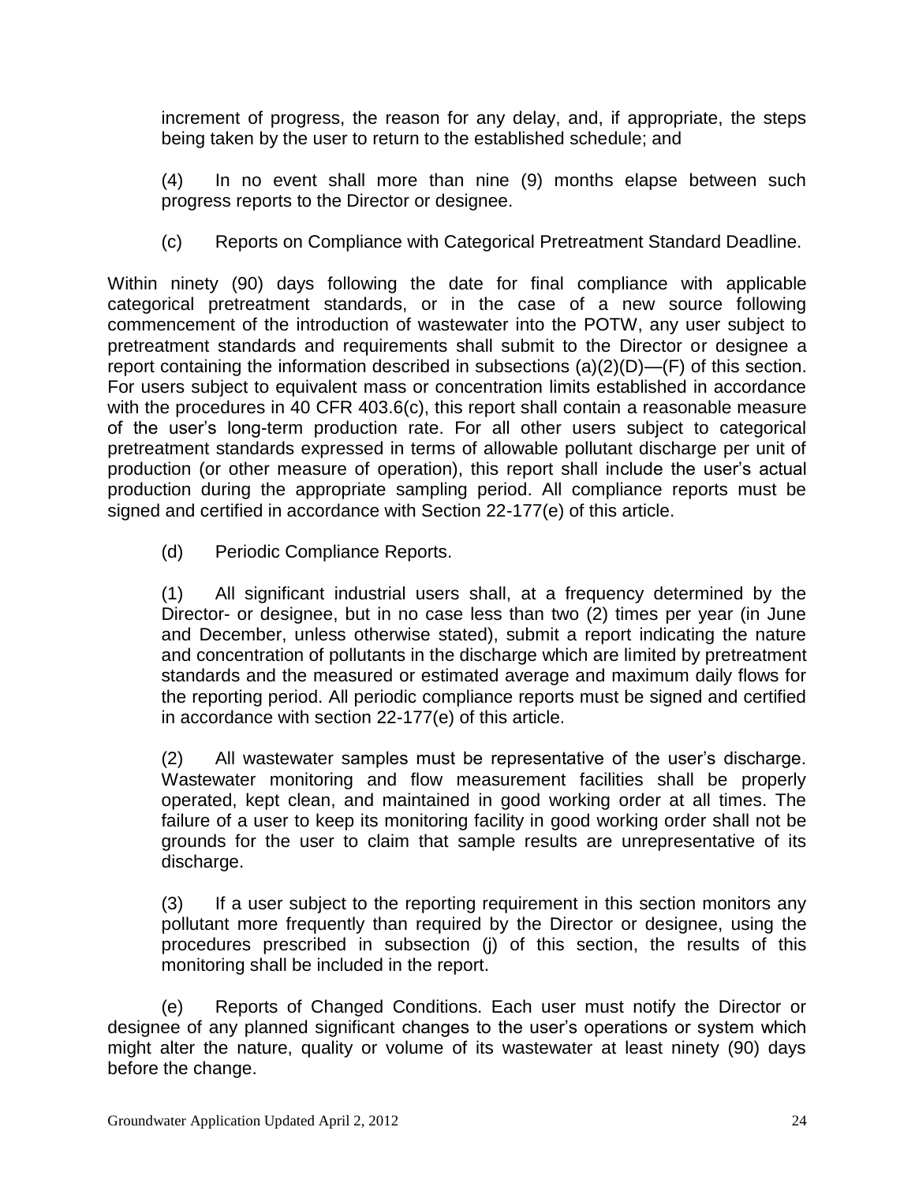increment of progress, the reason for any delay, and, if appropriate, the steps being taken by the user to return to the established schedule; and

(4) In no event shall more than nine (9) months elapse between such progress reports to the Director or designee.

(c) Reports on Compliance with Categorical Pretreatment Standard Deadline.

Within ninety (90) days following the date for final compliance with applicable categorical pretreatment standards, or in the case of a new source following commencement of the introduction of wastewater into the POTW, any user subject to pretreatment standards and requirements shall submit to the Director or designee a report containing the information described in subsections (a)(2)(D)—(F) of this section. For users subject to equivalent mass or concentration limits established in accordance with the procedures in 40 CFR 403.6(c), this report shall contain a reasonable measure of the user's long-term production rate. For all other users subject to categorical pretreatment standards expressed in terms of allowable pollutant discharge per unit of production (or other measure of operation), this report shall include the user's actual production during the appropriate sampling period. All compliance reports must be signed and certified in accordance with Section 22-177(e) of this article.

(d) Periodic Compliance Reports.

(1) All significant industrial users shall, at a frequency determined by the Director- or designee, but in no case less than two (2) times per year (in June and December, unless otherwise stated), submit a report indicating the nature and concentration of pollutants in the discharge which are limited by pretreatment standards and the measured or estimated average and maximum daily flows for the reporting period. All periodic compliance reports must be signed and certified in accordance with section 22-177(e) of this article.

(2) All wastewater samples must be representative of the user's discharge. Wastewater monitoring and flow measurement facilities shall be properly operated, kept clean, and maintained in good working order at all times. The failure of a user to keep its monitoring facility in good working order shall not be grounds for the user to claim that sample results are unrepresentative of its discharge.

(3) If a user subject to the reporting requirement in this section monitors any pollutant more frequently than required by the Director or designee, using the procedures prescribed in subsection (j) of this section, the results of this monitoring shall be included in the report.

(e) Reports of Changed Conditions. Each user must notify the Director or designee of any planned significant changes to the user's operations or system which might alter the nature, quality or volume of its wastewater at least ninety (90) days before the change.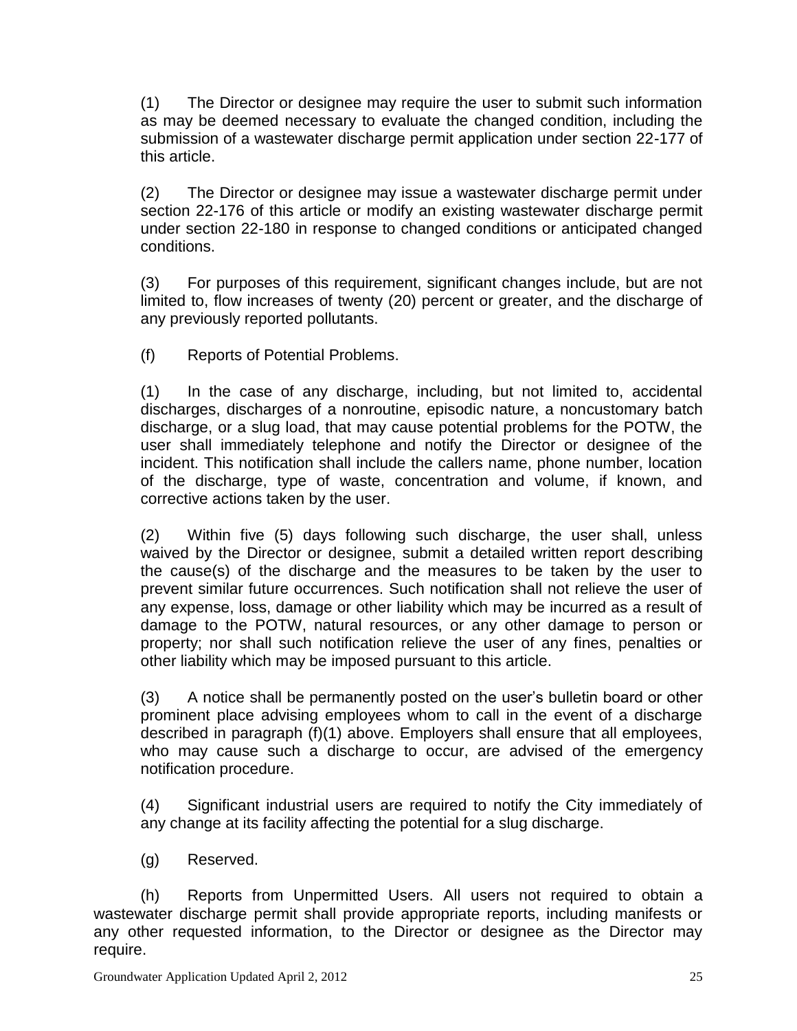(1) The Director or designee may require the user to submit such information as may be deemed necessary to evaluate the changed condition, including the submission of a wastewater discharge permit application under section 22-177 of this article.

(2) The Director or designee may issue a wastewater discharge permit under section 22-176 of this article or modify an existing wastewater discharge permit under section 22-180 in response to changed conditions or anticipated changed conditions.

(3) For purposes of this requirement, significant changes include, but are not limited to, flow increases of twenty (20) percent or greater, and the discharge of any previously reported pollutants.

(f) Reports of Potential Problems.

(1) In the case of any discharge, including, but not limited to, accidental discharges, discharges of a nonroutine, episodic nature, a noncustomary batch discharge, or a slug load, that may cause potential problems for the POTW, the user shall immediately telephone and notify the Director or designee of the incident. This notification shall include the callers name, phone number, location of the discharge, type of waste, concentration and volume, if known, and corrective actions taken by the user.

(2) Within five (5) days following such discharge, the user shall, unless waived by the Director or designee, submit a detailed written report describing the cause(s) of the discharge and the measures to be taken by the user to prevent similar future occurrences. Such notification shall not relieve the user of any expense, loss, damage or other liability which may be incurred as a result of damage to the POTW, natural resources, or any other damage to person or property; nor shall such notification relieve the user of any fines, penalties or other liability which may be imposed pursuant to this article.

(3) A notice shall be permanently posted on the user's bulletin board or other prominent place advising employees whom to call in the event of a discharge described in paragraph (f)(1) above. Employers shall ensure that all employees, who may cause such a discharge to occur, are advised of the emergency notification procedure.

(4) Significant industrial users are required to notify the City immediately of any change at its facility affecting the potential for a slug discharge.

(g) Reserved.

(h) Reports from Unpermitted Users. All users not required to obtain a wastewater discharge permit shall provide appropriate reports, including manifests or any other requested information, to the Director or designee as the Director may require.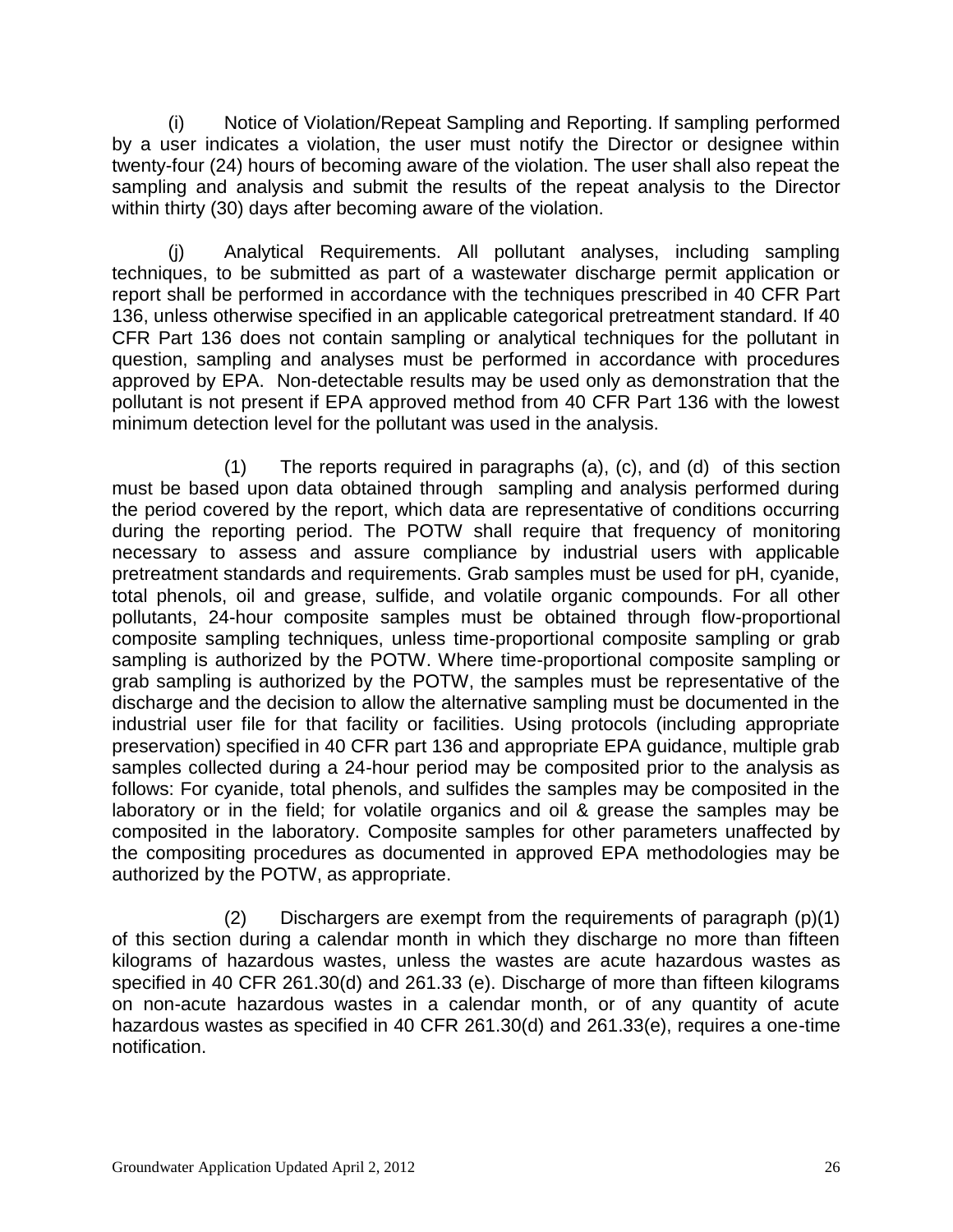(i) Notice of Violation/Repeat Sampling and Reporting. If sampling performed by a user indicates a violation, the user must notify the Director or designee within twenty-four (24) hours of becoming aware of the violation. The user shall also repeat the sampling and analysis and submit the results of the repeat analysis to the Director within thirty (30) days after becoming aware of the violation.

(j) Analytical Requirements. All pollutant analyses, including sampling techniques, to be submitted as part of a wastewater discharge permit application or report shall be performed in accordance with the techniques prescribed in 40 CFR Part 136, unless otherwise specified in an applicable categorical pretreatment standard. If 40 CFR Part 136 does not contain sampling or analytical techniques for the pollutant in question, sampling and analyses must be performed in accordance with procedures approved by EPA. Non-detectable results may be used only as demonstration that the pollutant is not present if EPA approved method from 40 CFR Part 136 with the lowest minimum detection level for the pollutant was used in the analysis.

(1) The reports required in paragraphs (a), (c), and (d) of this section must be based upon data obtained through sampling and analysis performed during the period covered by the report, which data are representative of conditions occurring during the reporting period. The POTW shall require that frequency of monitoring necessary to assess and assure compliance by industrial users with applicable pretreatment standards and requirements. Grab samples must be used for pH, cyanide, total phenols, oil and grease, sulfide, and volatile organic compounds. For all other pollutants, 24-hour composite samples must be obtained through flow-proportional composite sampling techniques, unless time-proportional composite sampling or grab sampling is authorized by the POTW. Where time-proportional composite sampling or grab sampling is authorized by the POTW, the samples must be representative of the discharge and the decision to allow the alternative sampling must be documented in the industrial user file for that facility or facilities. Using protocols (including appropriate preservation) specified in 40 CFR part 136 and appropriate EPA guidance, multiple grab samples collected during a 24-hour period may be composited prior to the analysis as follows: For cyanide, total phenols, and sulfides the samples may be composited in the laboratory or in the field; for volatile organics and oil & grease the samples may be composited in the laboratory. Composite samples for other parameters unaffected by the compositing procedures as documented in approved EPA methodologies may be authorized by the POTW, as appropriate.

(2) Dischargers are exempt from the requirements of paragraph (p)(1) of this section during a calendar month in which they discharge no more than fifteen kilograms of hazardous wastes, unless the wastes are acute hazardous wastes as specified in 40 CFR 261.30(d) and 261.33 (e). Discharge of more than fifteen kilograms on non-acute hazardous wastes in a calendar month, or of any quantity of acute hazardous wastes as specified in 40 CFR 261.30(d) and 261.33(e), requires a one-time notification.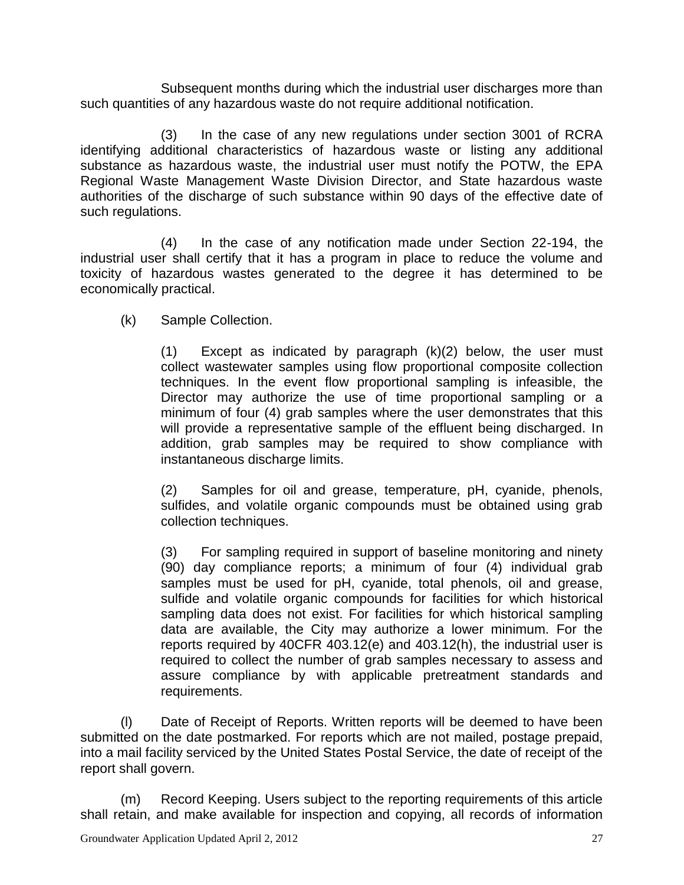Subsequent months during which the industrial user discharges more than such quantities of any hazardous waste do not require additional notification.

(3) In the case of any new regulations under section 3001 of RCRA identifying additional characteristics of hazardous waste or listing any additional substance as hazardous waste, the industrial user must notify the POTW, the EPA Regional Waste Management Waste Division Director, and State hazardous waste authorities of the discharge of such substance within 90 days of the effective date of such regulations.

(4) In the case of any notification made under Section 22-194, the industrial user shall certify that it has a program in place to reduce the volume and toxicity of hazardous wastes generated to the degree it has determined to be economically practical.

(k) Sample Collection.

(1) Except as indicated by paragraph (k)(2) below, the user must collect wastewater samples using flow proportional composite collection techniques. In the event flow proportional sampling is infeasible, the Director may authorize the use of time proportional sampling or a minimum of four (4) grab samples where the user demonstrates that this will provide a representative sample of the effluent being discharged. In addition, grab samples may be required to show compliance with instantaneous discharge limits.

(2) Samples for oil and grease, temperature, pH, cyanide, phenols, sulfides, and volatile organic compounds must be obtained using grab collection techniques.

(3) For sampling required in support of baseline monitoring and ninety (90) day compliance reports; a minimum of four (4) individual grab samples must be used for pH, cyanide, total phenols, oil and grease, sulfide and volatile organic compounds for facilities for which historical sampling data does not exist. For facilities for which historical sampling data are available, the City may authorize a lower minimum. For the reports required by 40CFR 403.12(e) and 403.12(h), the industrial user is required to collect the number of grab samples necessary to assess and assure compliance by with applicable pretreatment standards and requirements.

(l) Date of Receipt of Reports. Written reports will be deemed to have been submitted on the date postmarked. For reports which are not mailed, postage prepaid, into a mail facility serviced by the United States Postal Service, the date of receipt of the report shall govern.

(m) Record Keeping. Users subject to the reporting requirements of this article shall retain, and make available for inspection and copying, all records of information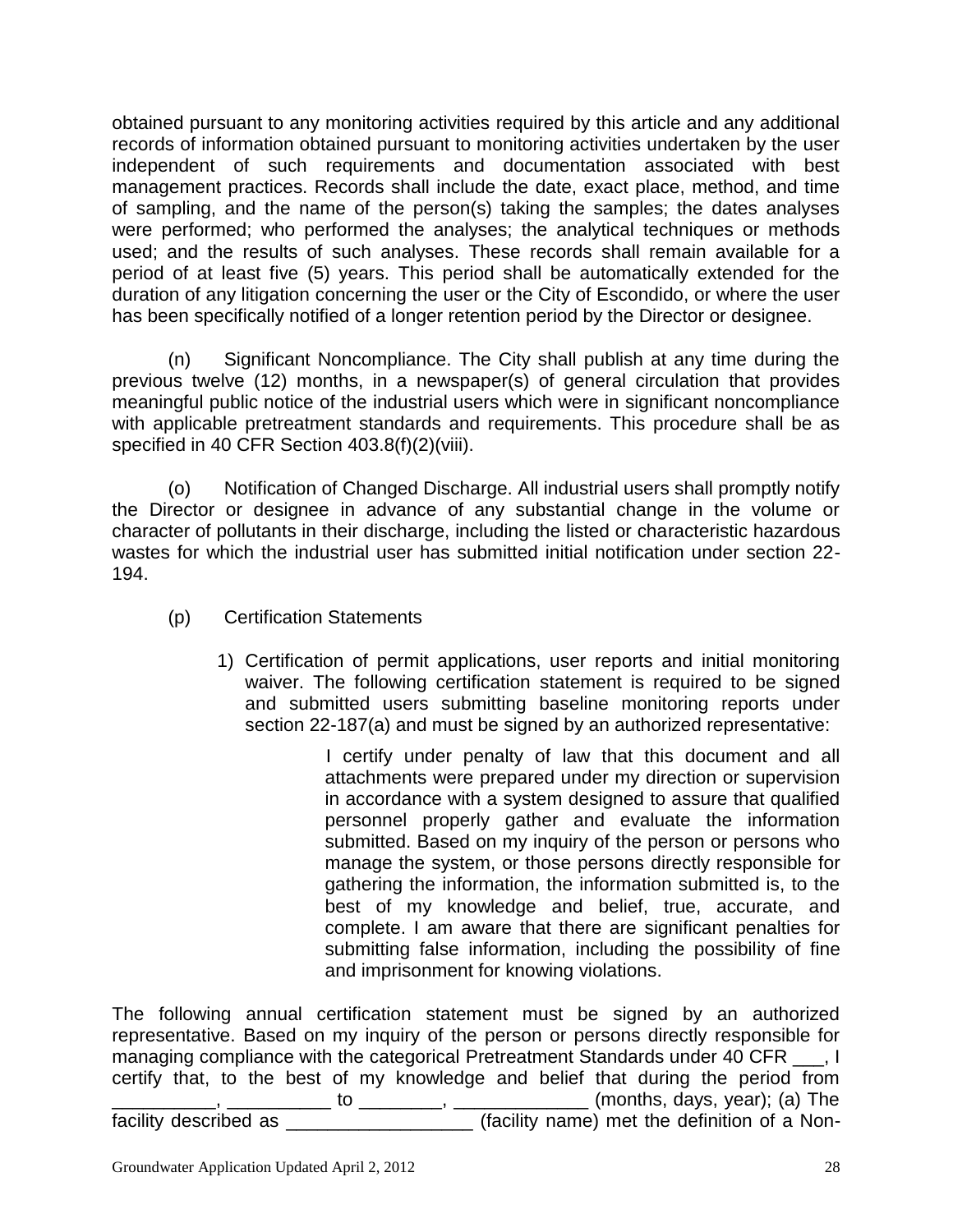obtained pursuant to any monitoring activities required by this article and any additional records of information obtained pursuant to monitoring activities undertaken by the user independent of such requirements and documentation associated with best management practices. Records shall include the date, exact place, method, and time of sampling, and the name of the person(s) taking the samples; the dates analyses were performed; who performed the analyses; the analytical techniques or methods used; and the results of such analyses. These records shall remain available for a period of at least five (5) years. This period shall be automatically extended for the duration of any litigation concerning the user or the City of Escondido, or where the user has been specifically notified of a longer retention period by the Director or designee.

(n) Significant Noncompliance. The City shall publish at any time during the previous twelve (12) months, in a newspaper(s) of general circulation that provides meaningful public notice of the industrial users which were in significant noncompliance with applicable pretreatment standards and requirements. This procedure shall be as specified in 40 CFR Section 403.8(f)(2)(viii).

(o) Notification of Changed Discharge. All industrial users shall promptly notify the Director or designee in advance of any substantial change in the volume or character of pollutants in their discharge, including the listed or characteristic hazardous wastes for which the industrial user has submitted initial notification under section 22-194.

(p) Certification Statements

1) Certification of permit applications, user reports and initial monitoring waiver. The following certification statement is required to be signed and submitted users submitting baseline monitoring reports under section 22-187(a) and must be signed by an authorized representative:

> I certify under penalty of law that this document and all attachments were prepared under my direction or supervision in accordance with a system designed to assure that qualified personnel properly gather and evaluate the information submitted. Based on my inquiry of the person or persons who manage the system, or those persons directly responsible for gathering the information, the information submitted is, to the best of my knowledge and belief, true, accurate, and complete. I am aware that there are significant penalties for submitting false information, including the possibility of fine and imprisonment for knowing violations.

The following annual certification statement must be signed by an authorized representative. Based on my inquiry of the person or persons directly responsible for managing compliance with the categorical Pretreatment Standards under 40 CFR ___, I certify that, to the best of my knowledge and belief that during the period from __________, __________ to ________, _____________ (months, days, year); (a) The facility described as __________________ (facility name) met the definition of a Non-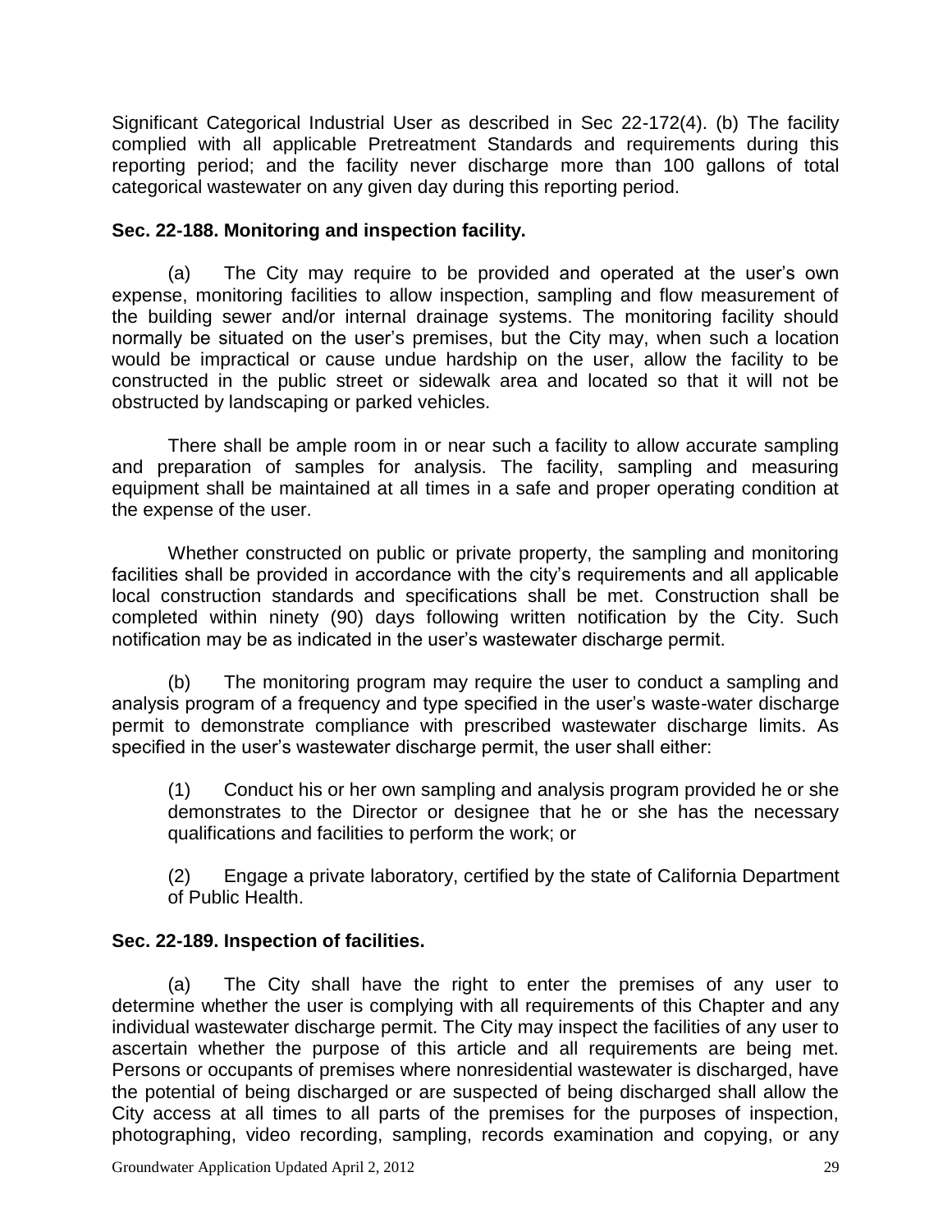Significant Categorical Industrial User as described in Sec 22-172(4). (b) The facility complied with all applicable Pretreatment Standards and requirements during this reporting period; and the facility never discharge more than 100 gallons of total categorical wastewater on any given day during this reporting period.

**Sec. 22-188. Monitoring and inspection facility.**

(a) The City may require to be provided and operated at the user's own expense, monitoring facilities to allow inspection, sampling and flow measurement of the building sewer and/or internal drainage systems. The monitoring facility should normally be situated on the user's premises, but the City may, when such a location would be impractical or cause undue hardship on the user, allow the facility to be constructed in the public street or sidewalk area and located so that it will not be obstructed by landscaping or parked vehicles.

There shall be ample room in or near such a facility to allow accurate sampling and preparation of samples for analysis. The facility, sampling and measuring equipment shall be maintained at all times in a safe and proper operating condition at the expense of the user.

Whether constructed on public or private property, the sampling and monitoring facilities shall be provided in accordance with the city's requirements and all applicable local construction standards and specifications shall be met. Construction shall be completed within ninety (90) days following written notification by the City. Such notification may be as indicated in the user's wastewater discharge permit.

(b) The monitoring program may require the user to conduct a sampling and analysis program of a frequency and type specified in the user's waste-water discharge permit to demonstrate compliance with prescribed wastewater discharge limits. As specified in the user's wastewater discharge permit, the user shall either:

(1) Conduct his or her own sampling and analysis program provided he or she demonstrates to the Director or designee that he or she has the necessary qualifications and facilities to perform the work; or

(2) Engage a private laboratory, certified by the state of California Department of Public Health.

**Sec. 22-189. Inspection of facilities.**

(a) The City shall have the right to enter the premises of any user to determine whether the user is complying with all requirements of this Chapter and any individual wastewater discharge permit. The City may inspect the facilities of any user to ascertain whether the purpose of this article and all requirements are being met. Persons or occupants of premises where nonresidential wastewater is discharged, have the potential of being discharged or are suspected of being discharged shall allow the City access at all times to all parts of the premises for the purposes of inspection, photographing, video recording, sampling, records examination and copying, or any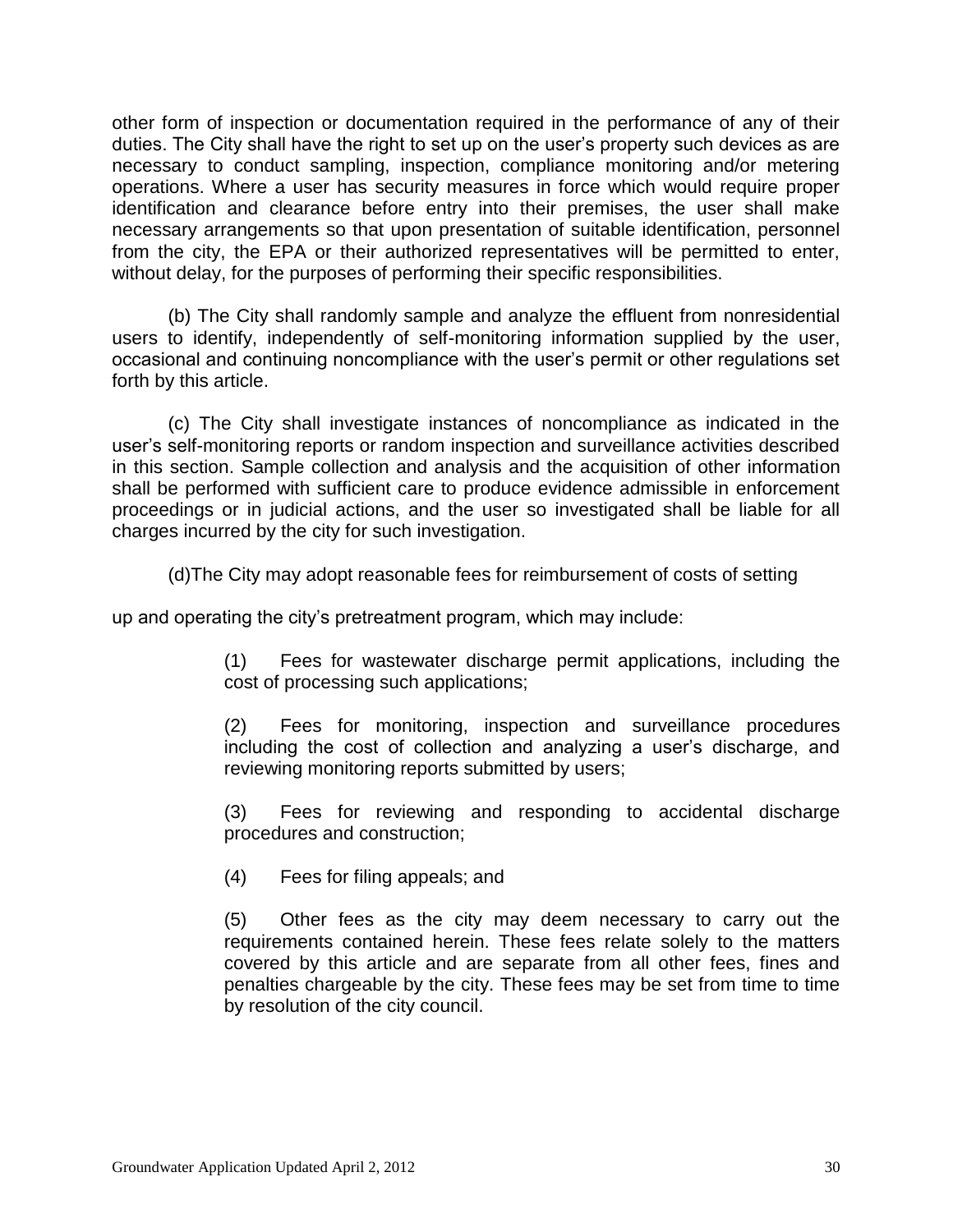other form of inspection or documentation required in the performance of any of their duties. The City shall have the right to set up on the user's property such devices as are necessary to conduct sampling, inspection, compliance monitoring and/or metering operations. Where a user has security measures in force which would require proper identification and clearance before entry into their premises, the user shall make necessary arrangements so that upon presentation of suitable identification, personnel from the city, the EPA or their authorized representatives will be permitted to enter, without delay, for the purposes of performing their specific responsibilities.

(b) The City shall randomly sample and analyze the effluent from nonresidential users to identify, independently of self-monitoring information supplied by the user, occasional and continuing noncompliance with the user's permit or other regulations set forth by this article.

(c) The City shall investigate instances of noncompliance as indicated in the user's self-monitoring reports or random inspection and surveillance activities described in this section. Sample collection and analysis and the acquisition of other information shall be performed with sufficient care to produce evidence admissible in enforcement proceedings or in judicial actions, and the user so investigated shall be liable for all charges incurred by the city for such investigation.

(d)The City may adopt reasonable fees for reimbursement of costs of setting

up and operating the city's pretreatment program, which may include:

(1) Fees for wastewater discharge permit applications, including the cost of processing such applications;

(2) Fees for monitoring, inspection and surveillance procedures including the cost of collection and analyzing a user's discharge, and reviewing monitoring reports submitted by users;

(3) Fees for reviewing and responding to accidental discharge procedures and construction;

(4) Fees for filing appeals; and

(5) Other fees as the city may deem necessary to carry out the requirements contained herein. These fees relate solely to the matters covered by this article and are separate from all other fees, fines and penalties chargeable by the city. These fees may be set from time to time by resolution of the city council.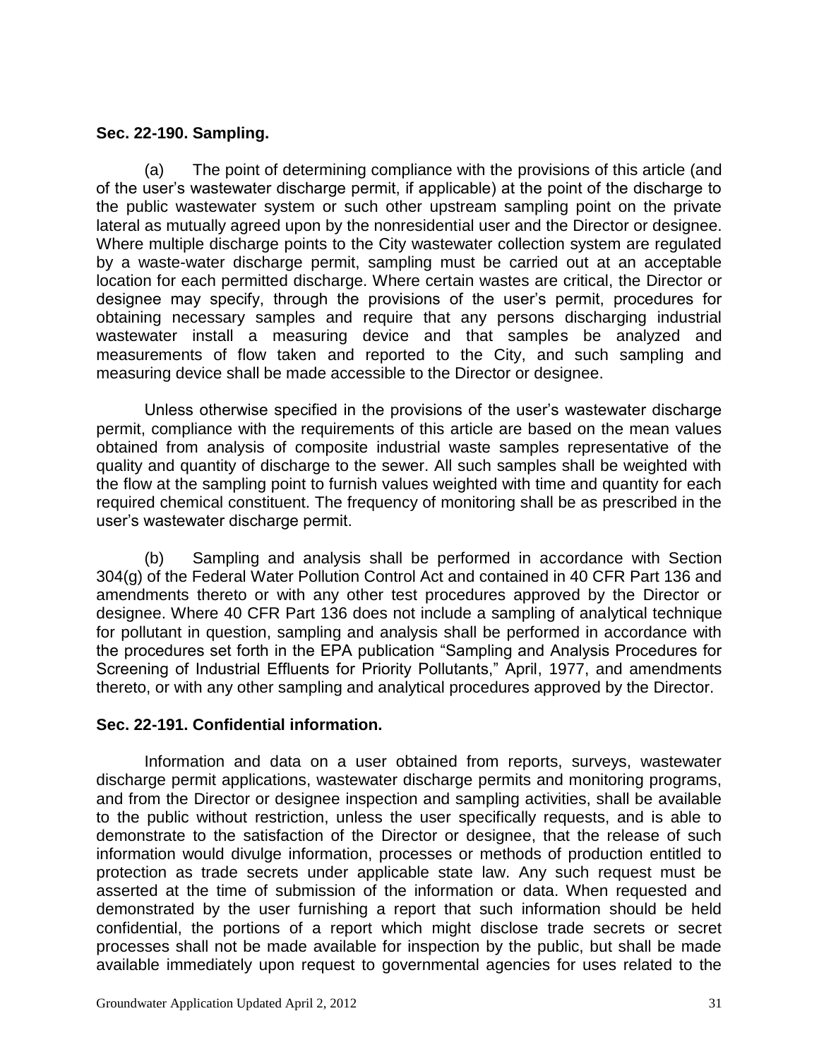**Sec. 22-190. Sampling.**

(a) The point of determining compliance with the provisions of this article (and of the user's wastewater discharge permit, if applicable) at the point of the discharge to the public wastewater system or such other upstream sampling point on the private lateral as mutually agreed upon by the nonresidential user and the Director or designee. Where multiple discharge points to the City wastewater collection system are regulated by a waste-water discharge permit, sampling must be carried out at an acceptable location for each permitted discharge. Where certain wastes are critical, the Director or designee may specify, through the provisions of the user's permit, procedures for obtaining necessary samples and require that any persons discharging industrial wastewater install a measuring device and that samples be analyzed and measurements of flow taken and reported to the City, and such sampling and measuring device shall be made accessible to the Director or designee.

Unless otherwise specified in the provisions of the user's wastewater discharge permit, compliance with the requirements of this article are based on the mean values obtained from analysis of composite industrial waste samples representative of the quality and quantity of discharge to the sewer. All such samples shall be weighted with the flow at the sampling point to furnish values weighted with time and quantity for each required chemical constituent. The frequency of monitoring shall be as prescribed in the user's wastewater discharge permit.

(b) Sampling and analysis shall be performed in accordance with Section 304(g) of the Federal Water Pollution Control Act and contained in 40 CFR Part 136 and amendments thereto or with any other test procedures approved by the Director or designee. Where 40 CFR Part 136 does not include a sampling of analytical technique for pollutant in question, sampling and analysis shall be performed in accordance with the procedures set forth in the EPA publication "Sampling and Analysis Procedures for Screening of Industrial Effluents for Priority Pollutants," April, 1977, and amendments thereto, or with any other sampling and analytical procedures approved by the Director.

**Sec. 22-191. Confidential information.**

Information and data on a user obtained from reports, surveys, wastewater discharge permit applications, wastewater discharge permits and monitoring programs, and from the Director or designee inspection and sampling activities, shall be available to the public without restriction, unless the user specifically requests, and is able to demonstrate to the satisfaction of the Director or designee, that the release of such information would divulge information, processes or methods of production entitled to protection as trade secrets under applicable state law. Any such request must be asserted at the time of submission of the information or data. When requested and demonstrated by the user furnishing a report that such information should be held confidential, the portions of a report which might disclose trade secrets or secret processes shall not be made available for inspection by the public, but shall be made available immediately upon request to governmental agencies for uses related to the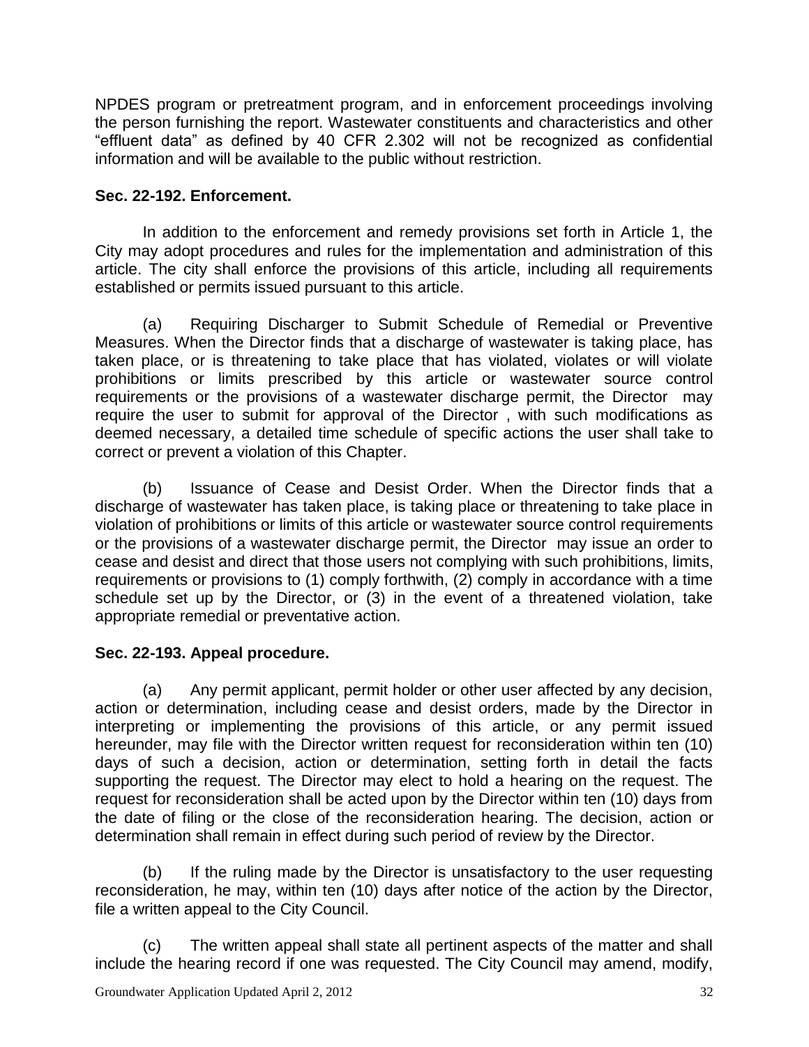NPDES program or pretreatment program, and in enforcement proceedings involving the person furnishing the report. Wastewater constituents and characteristics and other "effluent data" as defined by 40 CFR 2.302 will not be recognized as confidential information and will be available to the public without restriction.

**Sec. 22-192. Enforcement.**

In addition to the enforcement and remedy provisions set forth in Article 1, the City may adopt procedures and rules for the implementation and administration of this article. The city shall enforce the provisions of this article, including all requirements established or permits issued pursuant to this article.

(a) Requiring Discharger to Submit Schedule of Remedial or Preventive Measures. When the Director finds that a discharge of wastewater is taking place, has taken place, or is threatening to take place that has violated, violates or will violate prohibitions or limits prescribed by this article or wastewater source control requirements or the provisions of a wastewater discharge permit, the Director may require the user to submit for approval of the Director , with such modifications as deemed necessary, a detailed time schedule of specific actions the user shall take to correct or prevent a violation of this Chapter.

(b) Issuance of Cease and Desist Order. When the Director finds that a discharge of wastewater has taken place, is taking place or threatening to take place in violation of prohibitions or limits of this article or wastewater source control requirements or the provisions of a wastewater discharge permit, the Director may issue an order to cease and desist and direct that those users not complying with such prohibitions, limits, requirements or provisions to (1) comply forthwith, (2) comply in accordance with a time schedule set up by the Director, or (3) in the event of a threatened violation, take appropriate remedial or preventative action.

**Sec. 22-193. Appeal procedure.**

(a) Any permit applicant, permit holder or other user affected by any decision, action or determination, including cease and desist orders, made by the Director in interpreting or implementing the provisions of this article, or any permit issued hereunder, may file with the Director written request for reconsideration within ten (10) days of such a decision, action or determination, setting forth in detail the facts supporting the request. The Director may elect to hold a hearing on the request. The request for reconsideration shall be acted upon by the Director within ten (10) days from the date of filing or the close of the reconsideration hearing. The decision, action or determination shall remain in effect during such period of review by the Director.

(b) If the ruling made by the Director is unsatisfactory to the user requesting reconsideration, he may, within ten (10) days after notice of the action by the Director, file a written appeal to the City Council.

(c) The written appeal shall state all pertinent aspects of the matter and shall include the hearing record if one was requested. The City Council may amend, modify,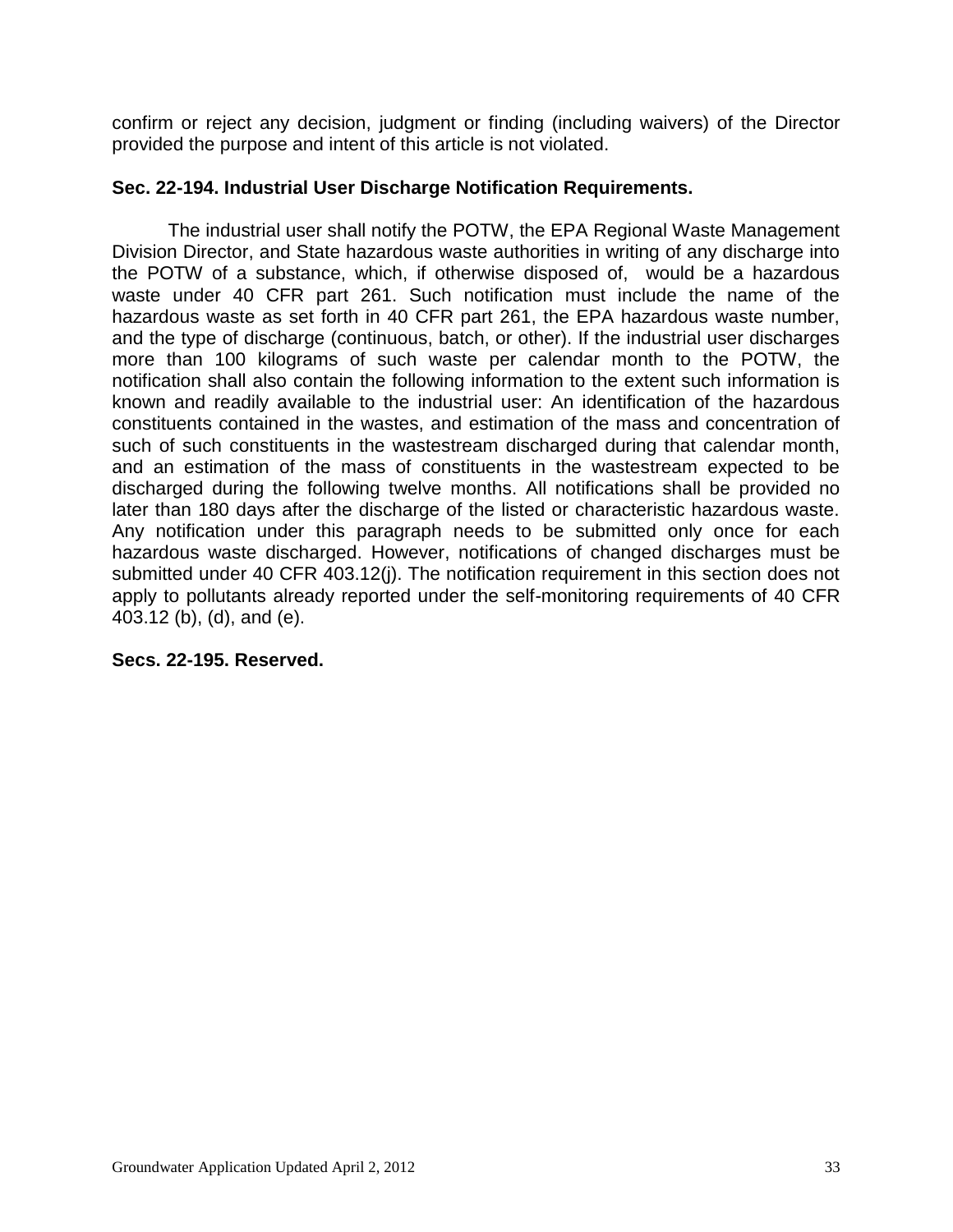confirm or reject any decision, judgment or finding (including waivers) of the Director provided the purpose and intent of this article is not violated.

**Sec. 22-194. Industrial User Discharge Notification Requirements.**

The industrial user shall notify the POTW, the EPA Regional Waste Management Division Director, and State hazardous waste authorities in writing of any discharge into the POTW of a substance, which, if otherwise disposed of, would be a hazardous waste under 40 CFR part 261. Such notification must include the name of the hazardous waste as set forth in 40 CFR part 261, the EPA hazardous waste number, and the type of discharge (continuous, batch, or other). If the industrial user discharges more than 100 kilograms of such waste per calendar month to the POTW, the notification shall also contain the following information to the extent such information is known and readily available to the industrial user: An identification of the hazardous constituents contained in the wastes, and estimation of the mass and concentration of such of such constituents in the wastestream discharged during that calendar month, and an estimation of the mass of constituents in the wastestream expected to be discharged during the following twelve months. All notifications shall be provided no later than 180 days after the discharge of the listed or characteristic hazardous waste. Any notification under this paragraph needs to be submitted only once for each hazardous waste discharged. However, notifications of changed discharges must be submitted under 40 CFR 403.12(j). The notification requirement in this section does not apply to pollutants already reported under the self-monitoring requirements of 40 CFR 403.12 (b), (d), and (e).

**Secs. 22-195. Reserved.**